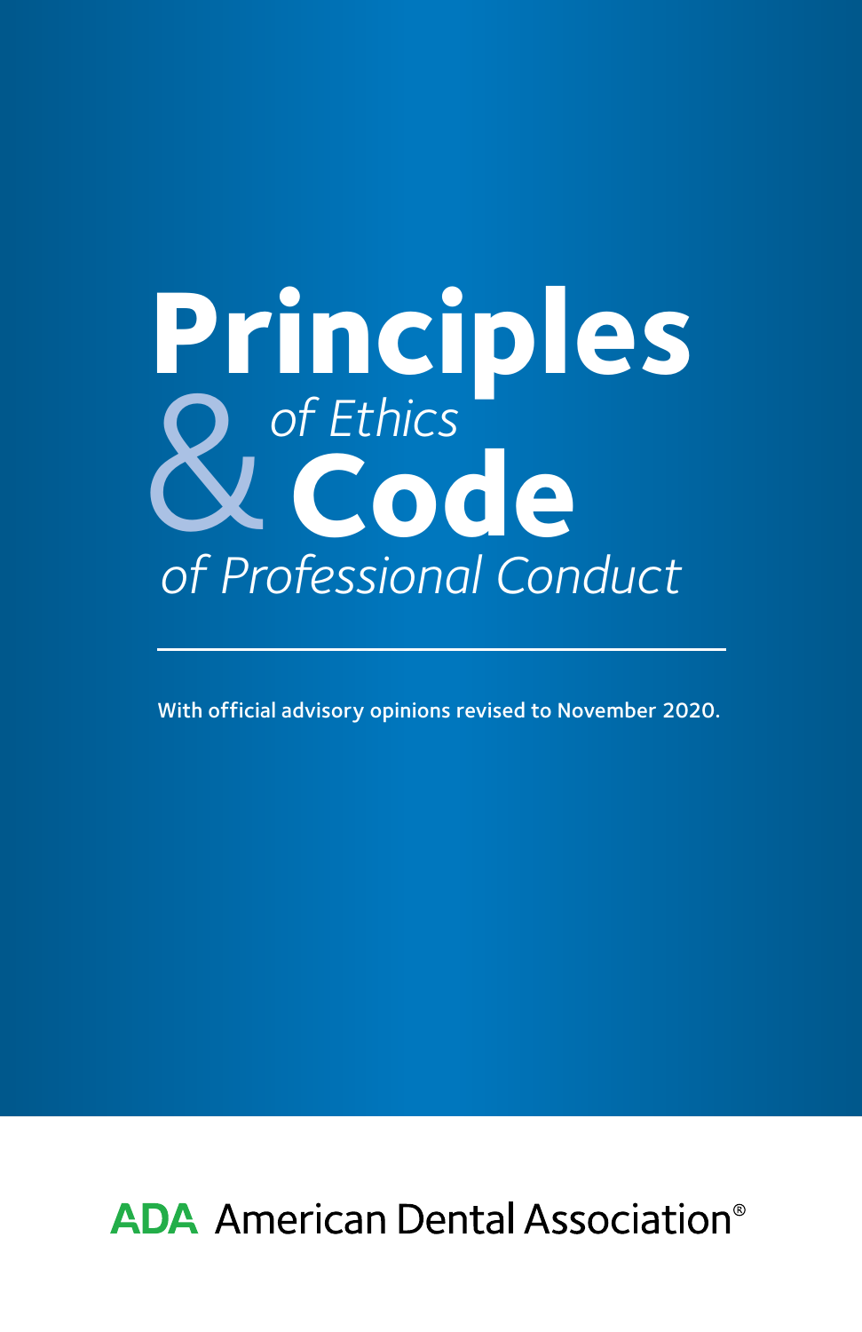# Principles *of Ethics* & Code *of Professional Conduct*

With official advisory opinions revised to November 2020.

ADA American Dental Association®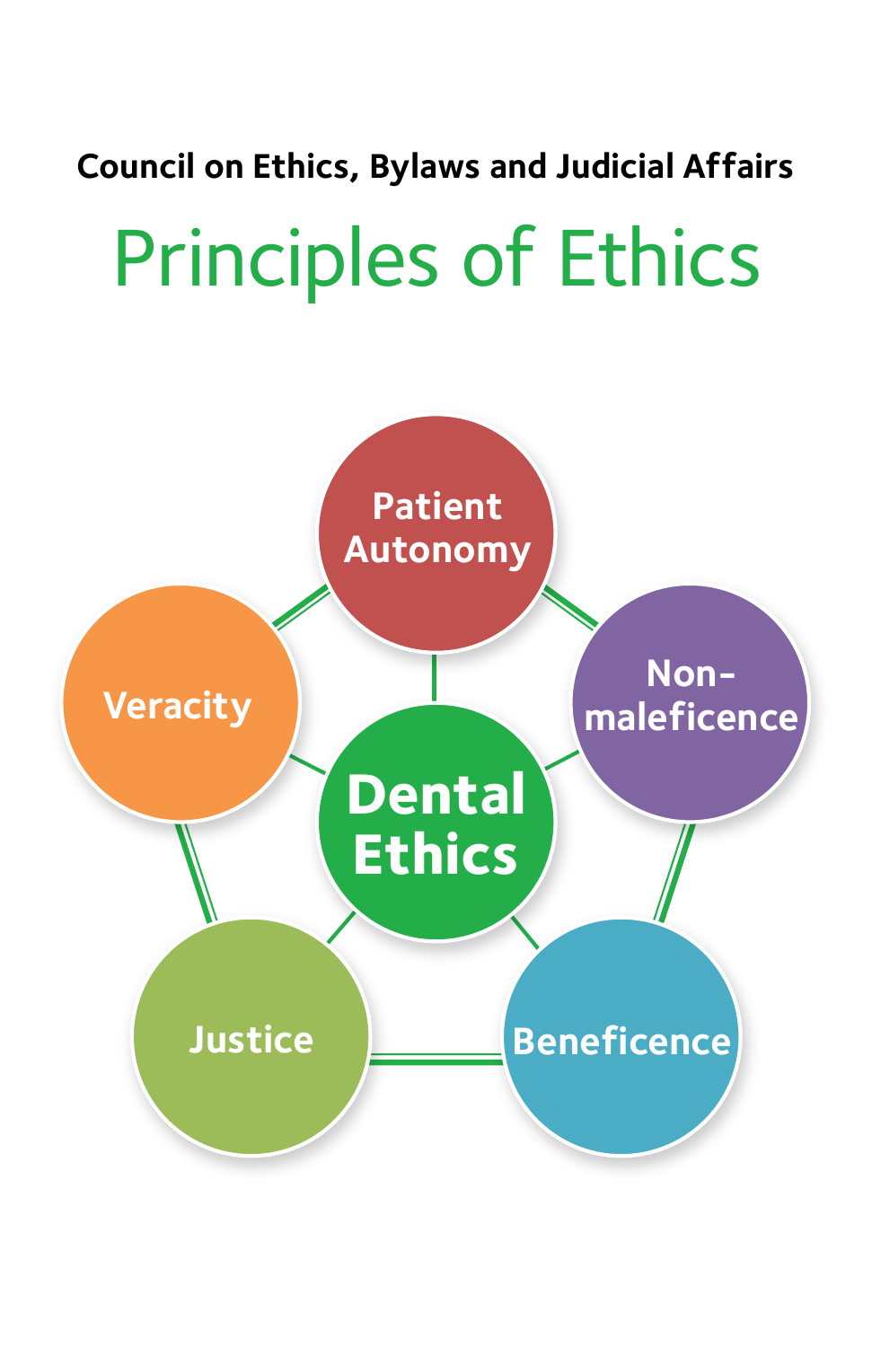**Council on Ethics, Bylaws and Judicial Affairs**

# Principles of Ethics

Patient Autonomy

Non-maleficence

Beneficence

Justice

Veracity

Dental Ethics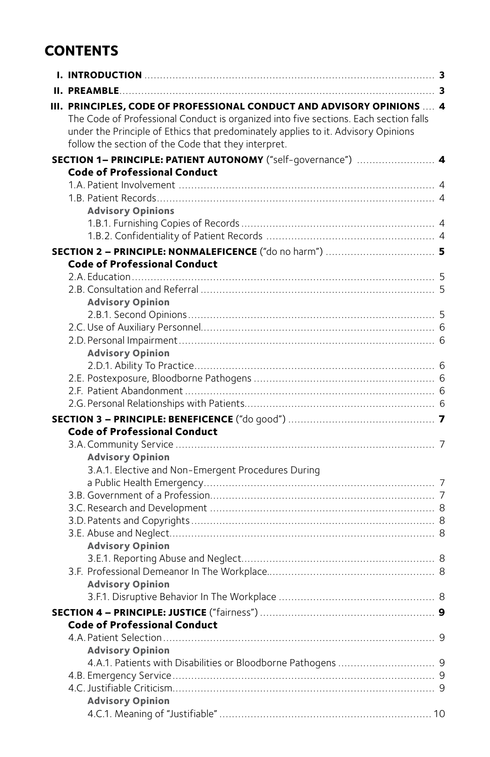# CONTENTS

- **I. INTRODUCTION** .......... **3**
- **II. PREAMBLE** .......... **3**
- **III. PRINCIPLES, CODE OF PROFESSIONAL CONDUCT AND ADVISORY OPINIONS** .... **4**

  The Code of Professional Conduct is organized into five sections. Each section falls under the Principle of Ethics that predominately applies to it. Advisory Opinions follow the section of the Code that they interpret.

**SECTION 1– PRINCIPLE: PATIENT AUTONOMY** ("self-governance") .......... **4**

**Code of Professional Conduct**

- 1.A. Patient Involvement .......... 4
- 1.B. Patient Records .......... 4

  **Advisory Opinions**

  - 1.B.1. Furnishing Copies of Records .......... 4
  - 1.B.2. Confidentiality of Patient Records .......... 4

**SECTION 2 – PRINCIPLE: NONMALEFICENCE** ("do no harm") .......... **5**

**Code of Professional Conduct**

- 2.A. Education .......... 5
- 2.B. Consultation and Referral .......... 5

  **Advisory Opinion**

  - 2.B.1. Second Opinions .......... 5
- 2.C. Use of Auxiliary Personnel .......... 6
- 2.D. Personal Impairment .......... 6

  **Advisory Opinion**

  - 2.D.1. Ability To Practice .......... 6
- 2.E. Postexposure, Bloodborne Pathogens .......... 6
- 2.F. Patient Abandonment .......... 6
- 2.G. Personal Relationships with Patients .......... 6

**SECTION 3 – PRINCIPLE: BENEFICENCE** ("do good") .......... **7**

**Code of Professional Conduct**

- 3.A. Community Service .......... 7

  **Advisory Opinion**

  - 3.A.1. Elective and Non-Emergent Procedures During a Public Health Emergency .......... 7
- 3.B. Government of a Profession .......... 7
- 3.C. Research and Development .......... 8
- 3.D. Patents and Copyrights .......... 8
- 3.E. Abuse and Neglect .......... 8

  **Advisory Opinion**

  - 3.E.1. Reporting Abuse and Neglect .......... 8
- 3.F. Professional Demeanor In The Workplace .......... 8

  **Advisory Opinion**

  - 3.F.1. Disruptive Behavior In The Workplace .......... 8

**SECTION 4 – PRINCIPLE: JUSTICE** ("fairness") .......... **9**

**Code of Professional Conduct**

- 4.A. Patient Selection .......... 9

  **Advisory Opinion**

  - 4.A.1. Patients with Disabilities or Bloodborne Pathogens .......... 9
- 4.B. Emergency Service .......... 9
- 4.C. Justifiable Criticism .......... 9

  **Advisory Opinion**

  - 4.C.1. Meaning of "Justifiable" .......... 10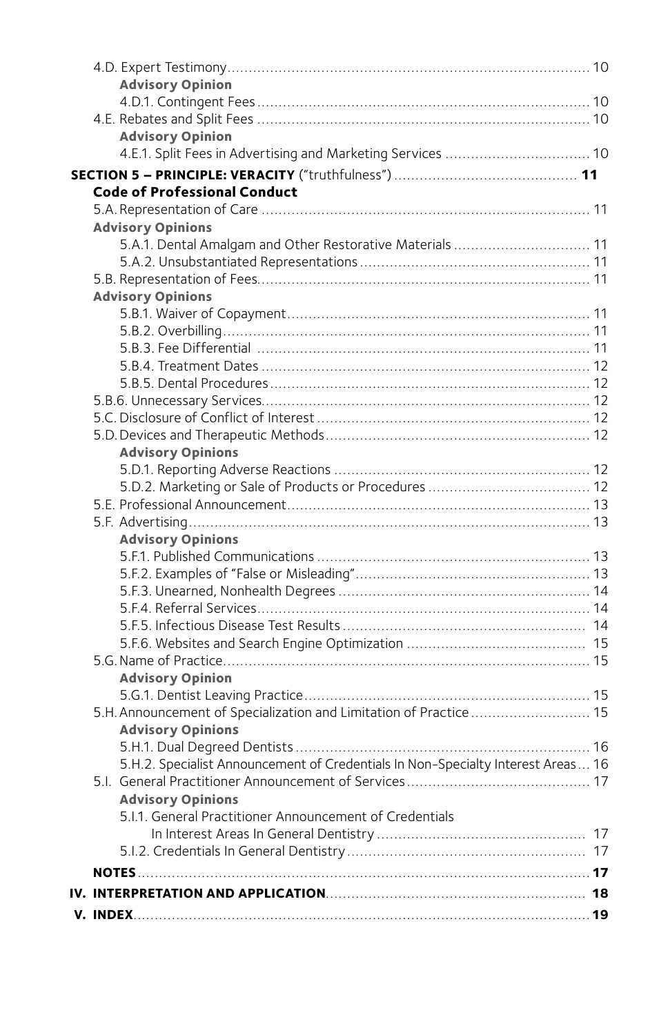4.D. Expert Testimony .... 10

**Advisory Opinion**

4.D.1. Contingent Fees .... 10

4.E. Rebates and Split Fees .... 10

**Advisory Opinion**

4.E.1. Split Fees in Advertising and Marketing Services .... 10

**SECTION 5 – PRINCIPLE: VERACITY** ("truthfulness") .... **11**

**Code of Professional Conduct**

5.A. Representation of Care .... 11

**Advisory Opinions**

5.A.1. Dental Amalgam and Other Restorative Materials .... 11

5.A.2. Unsubstantiated Representations .... 11

5.B. Representation of Fees .... 11

**Advisory Opinions**

5.B.1. Waiver of Copayment .... 11

5.B.2. Overbilling .... 11

5.B.3. Fee Differential .... 11

5.B.4. Treatment Dates .... 12

5.B.5. Dental Procedures .... 12

5.B.6. Unnecessary Services .... 12

5.C. Disclosure of Conflict of Interest .... 12

5.D. Devices and Therapeutic Methods .... 12

**Advisory Opinions**

5.D.1. Reporting Adverse Reactions .... 12

5.D.2. Marketing or Sale of Products or Procedures .... 12

5.E. Professional Announcement .... 13

5.F. Advertising .... 13

**Advisory Opinions**

5.F.1. Published Communications .... 13

5.F.2. Examples of "False or Misleading" .... 13

5.F.3. Unearned, Nonhealth Degrees .... 14

5.F.4. Referral Services .... 14

5.F.5. Infectious Disease Test Results .... 14

5.F.6. Websites and Search Engine Optimization .... 15

5.G. Name of Practice .... 15

**Advisory Opinion**

5.G.1. Dentist Leaving Practice .... 15

5.H. Announcement of Specialization and Limitation of Practice .... 15

**Advisory Opinions**

5.H.1. Dual Degreed Dentists .... 16

5.H.2. Specialist Announcement of Credentials In Non-Specialty Interest Areas .... 16

5.I. General Practitioner Announcement of Services .... 17

**Advisory Opinions**

5.I.1. General Practitioner Announcement of Credentials In Interest Areas In General Dentistry .... 17

5.I.2. Credentials In General Dentistry .... 17

**NOTES** .... **17**

**IV. INTERPRETATION AND APPLICATION** .... **18**

**V. INDEX** .... **19**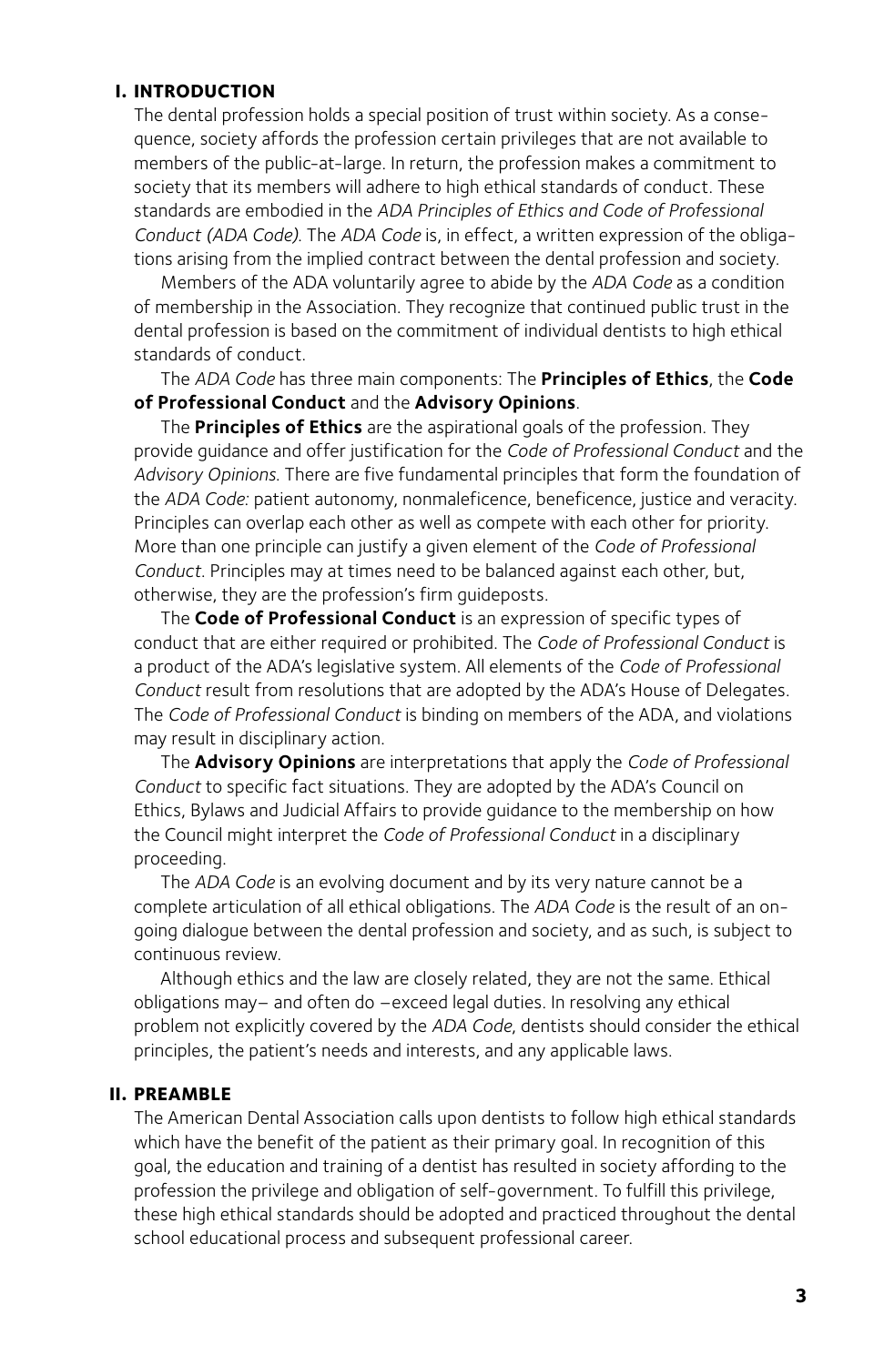## I. INTRODUCTION

The dental profession holds a special position of trust within society. As a consequence, society affords the profession certain privileges that are not available to members of the public-at-large. In return, the profession makes a commitment to society that its members will adhere to high ethical standards of conduct. These standards are embodied in the *ADA Principles of Ethics and Code of Professional Conduct (ADA Code).* The *ADA Code* is, in effect, a written expression of the obligations arising from the implied contract between the dental profession and society.

Members of the ADA voluntarily agree to abide by the *ADA Code* as a condition of membership in the Association. They recognize that continued public trust in the dental profession is based on the commitment of individual dentists to high ethical standards of conduct.

The *ADA Code* has three main components: The **Principles of Ethics**, the **Code of Professional Conduct** and the **Advisory Opinions**.

The **Principles of Ethics** are the aspirational goals of the profession. They provide guidance and offer justification for the *Code of Professional Conduct* and the *Advisory Opinions.* There are five fundamental principles that form the foundation of the *ADA Code:* patient autonomy, nonmaleficence, beneficence, justice and veracity. Principles can overlap each other as well as compete with each other for priority. More than one principle can justify a given element of the *Code of Professional Conduct*. Principles may at times need to be balanced against each other, but, otherwise, they are the profession's firm guideposts.

The **Code of Professional Conduct** is an expression of specific types of conduct that are either required or prohibited. The *Code of Professional Conduct* is a product of the ADA's legislative system. All elements of the *Code of Professional Conduct* result from resolutions that are adopted by the ADA's House of Delegates. The *Code of Professional Conduct* is binding on members of the ADA, and violations may result in disciplinary action.

The **Advisory Opinions** are interpretations that apply the *Code of Professional Conduct* to specific fact situations. They are adopted by the ADA's Council on Ethics, Bylaws and Judicial Affairs to provide guidance to the membership on how the Council might interpret the *Code of Professional Conduct* in a disciplinary proceeding.

The *ADA Code* is an evolving document and by its very nature cannot be a complete articulation of all ethical obligations. The *ADA Code* is the result of an ongoing dialogue between the dental profession and society, and as such, is subject to continuous review.

Although ethics and the law are closely related, they are not the same. Ethical obligations may– and often do –exceed legal duties. In resolving any ethical problem not explicitly covered by the *ADA Code*, dentists should consider the ethical principles, the patient's needs and interests, and any applicable laws.

## II. PREAMBLE

The American Dental Association calls upon dentists to follow high ethical standards which have the benefit of the patient as their primary goal. In recognition of this goal, the education and training of a dentist has resulted in society affording to the profession the privilege and obligation of self-government. To fulfill this privilege, these high ethical standards should be adopted and practiced throughout the dental school educational process and subsequent professional career.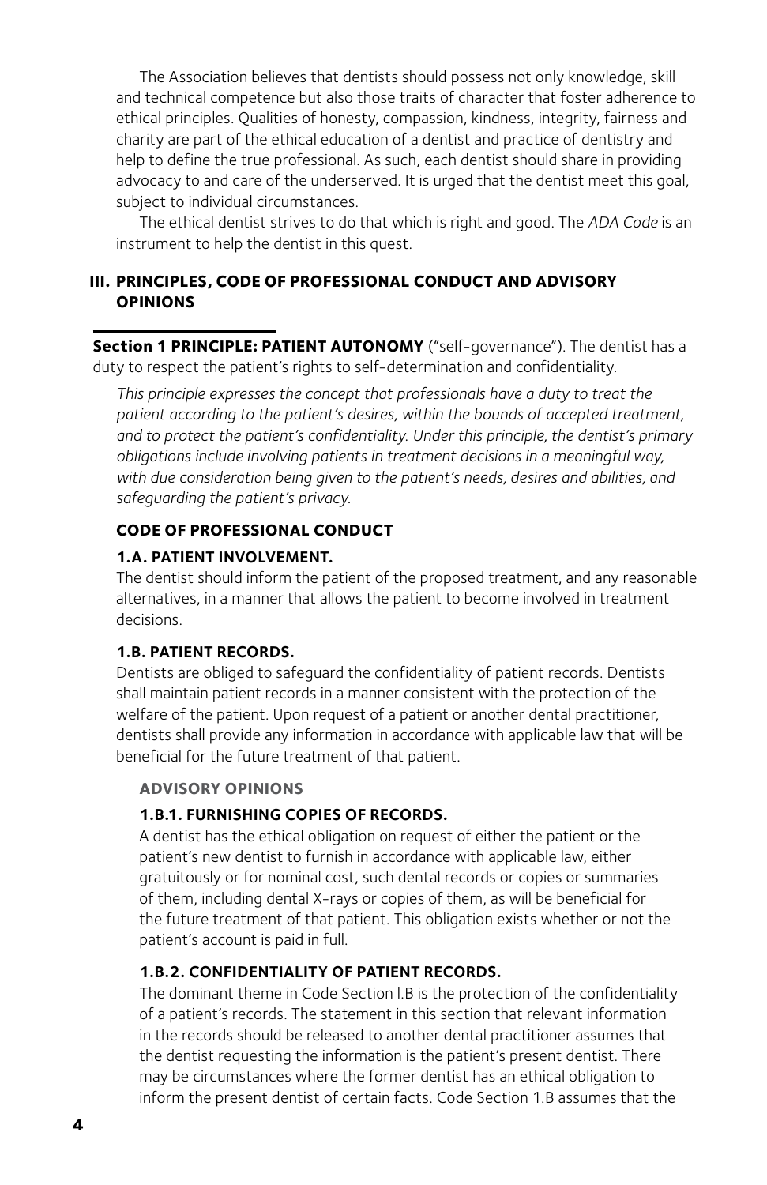The Association believes that dentists should possess not only knowledge, skill and technical competence but also those traits of character that foster adherence to ethical principles. Qualities of honesty, compassion, kindness, integrity, fairness and charity are part of the ethical education of a dentist and practice of dentistry and help to define the true professional. As such, each dentist should share in providing advocacy to and care of the underserved. It is urged that the dentist meet this goal, subject to individual circumstances.

The ethical dentist strives to do that which is right and good. The *ADA Code* is an instrument to help the dentist in this quest.

## III. PRINCIPLES, CODE OF PROFESSIONAL CONDUCT AND ADVISORY OPINIONS

**Section 1 PRINCIPLE: PATIENT AUTONOMY** ("self-governance"). The dentist has a duty to respect the patient's rights to self-determination and confidentiality.

*This principle expresses the concept that professionals have a duty to treat the patient according to the patient's desires, within the bounds of accepted treatment, and to protect the patient's confidentiality. Under this principle, the dentist's primary obligations include involving patients in treatment decisions in a meaningful way, with due consideration being given to the patient's needs, desires and abilities, and safeguarding the patient's privacy.*

### CODE OF PROFESSIONAL CONDUCT

#### 1.A. PATIENT INVOLVEMENT.

The dentist should inform the patient of the proposed treatment, and any reasonable alternatives, in a manner that allows the patient to become involved in treatment decisions.

#### 1.B. PATIENT RECORDS.

Dentists are obliged to safeguard the confidentiality of patient records. Dentists shall maintain patient records in a manner consistent with the protection of the welfare of the patient. Upon request of a patient or another dental practitioner, dentists shall provide any information in accordance with applicable law that will be beneficial for the future treatment of that patient.

##### ADVISORY OPINIONS

##### 1.B.1. FURNISHING COPIES OF RECORDS.

A dentist has the ethical obligation on request of either the patient or the patient's new dentist to furnish in accordance with applicable law, either gratuitously or for nominal cost, such dental records or copies or summaries of them, including dental X-rays or copies of them, as will be beneficial for the future treatment of that patient. This obligation exists whether or not the patient's account is paid in full.

##### 1.B.2. CONFIDENTIALITY OF PATIENT RECORDS.

The dominant theme in Code Section l.B is the protection of the confidentiality of a patient's records. The statement in this section that relevant information in the records should be released to another dental practitioner assumes that the dentist requesting the information is the patient's present dentist. There may be circumstances where the former dentist has an ethical obligation to inform the present dentist of certain facts. Code Section 1.B assumes that the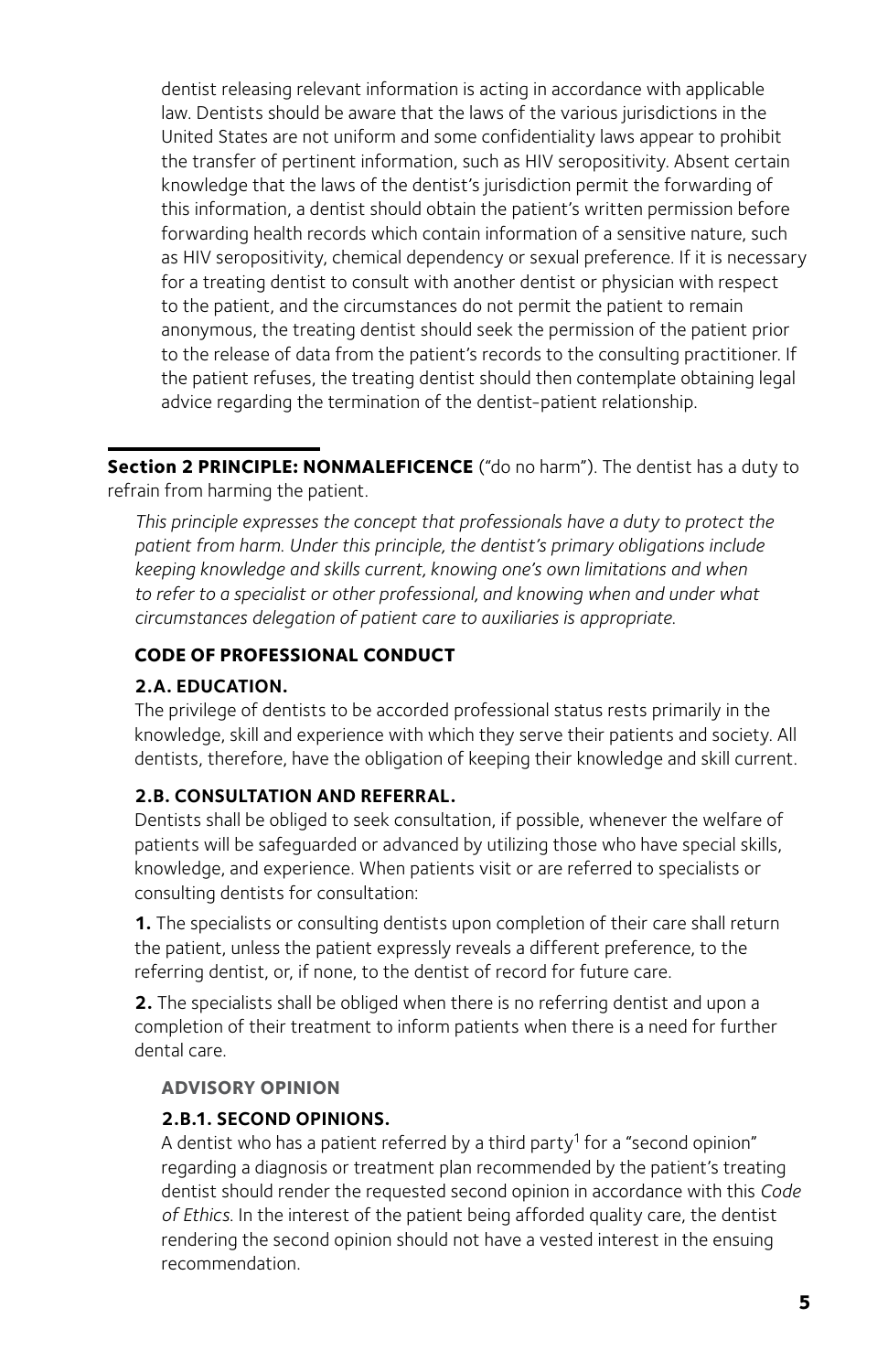dentist releasing relevant information is acting in accordance with applicable law. Dentists should be aware that the laws of the various jurisdictions in the United States are not uniform and some confidentiality laws appear to prohibit the transfer of pertinent information, such as HIV seropositivity. Absent certain knowledge that the laws of the dentist's jurisdiction permit the forwarding of this information, a dentist should obtain the patient's written permission before forwarding health records which contain information of a sensitive nature, such as HIV seropositivity, chemical dependency or sexual preference. If it is necessary for a treating dentist to consult with another dentist or physician with respect to the patient, and the circumstances do not permit the patient to remain anonymous, the treating dentist should seek the permission of the patient prior to the release of data from the patient's records to the consulting practitioner. If the patient refuses, the treating dentist should then contemplate obtaining legal advice regarding the termination of the dentist-patient relationship.

## Section 2 PRINCIPLE: NONMALEFICENCE ("do no harm"). The dentist has a duty to refrain from harming the patient.

*This principle expresses the concept that professionals have a duty to protect the patient from harm. Under this principle, the dentist's primary obligations include keeping knowledge and skills current, knowing one's own limitations and when to refer to a specialist or other professional, and knowing when and under what circumstances delegation of patient care to auxiliaries is appropriate.*

### CODE OF PROFESSIONAL CONDUCT

#### 2.A. EDUCATION.

The privilege of dentists to be accorded professional status rests primarily in the knowledge, skill and experience with which they serve their patients and society. All dentists, therefore, have the obligation of keeping their knowledge and skill current.

#### 2.B. CONSULTATION AND REFERRAL.

Dentists shall be obliged to seek consultation, if possible, whenever the welfare of patients will be safeguarded or advanced by utilizing those who have special skills, knowledge, and experience. When patients visit or are referred to specialists or consulting dentists for consultation:

**1.** The specialists or consulting dentists upon completion of their care shall return the patient, unless the patient expressly reveals a different preference, to the referring dentist, or, if none, to the dentist of record for future care.

**2.** The specialists shall be obliged when there is no referring dentist and upon a completion of their treatment to inform patients when there is a need for further dental care.

##### ADVISORY OPINION

##### 2.B.1. SECOND OPINIONS.

A dentist who has a patient referred by a third party[1] for a "second opinion" regarding a diagnosis or treatment plan recommended by the patient's treating dentist should render the requested second opinion in accordance with this *Code of Ethics*. In the interest of the patient being afforded quality care, the dentist rendering the second opinion should not have a vested interest in the ensuing recommendation.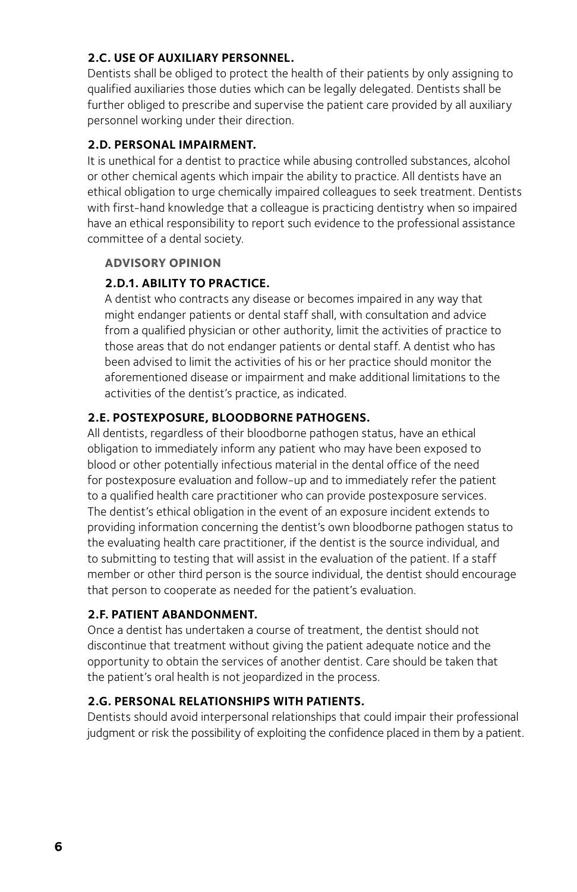### 2.C. USE OF AUXILIARY PERSONNEL.

Dentists shall be obliged to protect the health of their patients by only assigning to qualified auxiliaries those duties which can be legally delegated. Dentists shall be further obliged to prescribe and supervise the patient care provided by all auxiliary personnel working under their direction.

### 2.D. PERSONAL IMPAIRMENT.

It is unethical for a dentist to practice while abusing controlled substances, alcohol or other chemical agents which impair the ability to practice. All dentists have an ethical obligation to urge chemically impaired colleagues to seek treatment. Dentists with first-hand knowledge that a colleague is practicing dentistry when so impaired have an ethical responsibility to report such evidence to the professional assistance committee of a dental society.

#### ADVISORY OPINION

#### 2.D.1. ABILITY TO PRACTICE.

A dentist who contracts any disease or becomes impaired in any way that might endanger patients or dental staff shall, with consultation and advice from a qualified physician or other authority, limit the activities of practice to those areas that do not endanger patients or dental staff. A dentist who has been advised to limit the activities of his or her practice should monitor the aforementioned disease or impairment and make additional limitations to the activities of the dentist's practice, as indicated.

### 2.E. POSTEXPOSURE, BLOODBORNE PATHOGENS.

All dentists, regardless of their bloodborne pathogen status, have an ethical obligation to immediately inform any patient who may have been exposed to blood or other potentially infectious material in the dental office of the need for postexposure evaluation and follow-up and to immediately refer the patient to a qualified health care practitioner who can provide postexposure services. The dentist's ethical obligation in the event of an exposure incident extends to providing information concerning the dentist's own bloodborne pathogen status to the evaluating health care practitioner, if the dentist is the source individual, and to submitting to testing that will assist in the evaluation of the patient. If a staff member or other third person is the source individual, the dentist should encourage that person to cooperate as needed for the patient's evaluation.

### 2.F. PATIENT ABANDONMENT.

Once a dentist has undertaken a course of treatment, the dentist should not discontinue that treatment without giving the patient adequate notice and the opportunity to obtain the services of another dentist. Care should be taken that the patient's oral health is not jeopardized in the process.

### 2.G. PERSONAL RELATIONSHIPS WITH PATIENTS.

Dentists should avoid interpersonal relationships that could impair their professional judgment or risk the possibility of exploiting the confidence placed in them by a patient.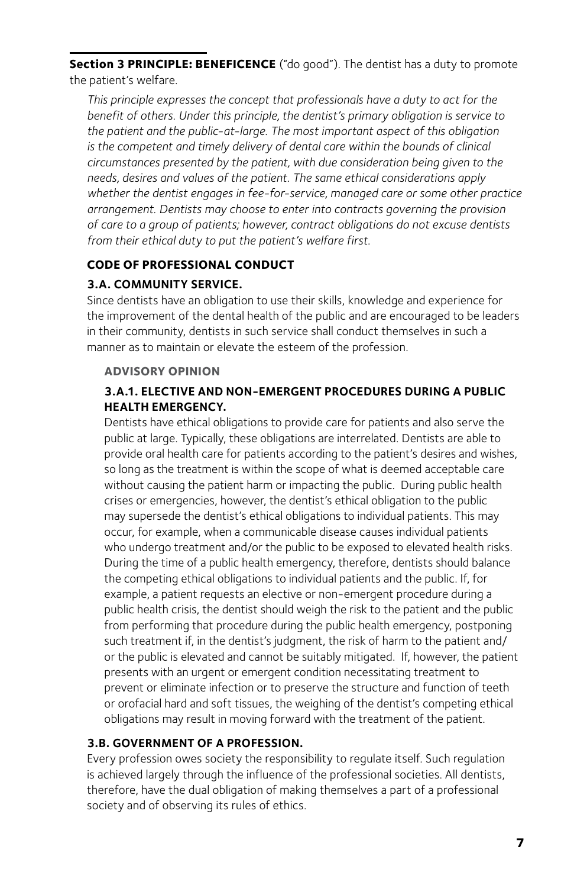**Section 3 PRINCIPLE: BENEFICENCE** ("do good"). The dentist has a duty to promote the patient's welfare.

*This principle expresses the concept that professionals have a duty to act for the benefit of others. Under this principle, the dentist's primary obligation is service to the patient and the public-at-large. The most important aspect of this obligation is the competent and timely delivery of dental care within the bounds of clinical circumstances presented by the patient, with due consideration being given to the needs, desires and values of the patient. The same ethical considerations apply whether the dentist engages in fee-for-service, managed care or some other practice arrangement. Dentists may choose to enter into contracts governing the provision of care to a group of patients; however, contract obligations do not excuse dentists from their ethical duty to put the patient's welfare first.*

### CODE OF PROFESSIONAL CONDUCT

#### 3.A. COMMUNITY SERVICE.

Since dentists have an obligation to use their skills, knowledge and experience for the improvement of the dental health of the public and are encouraged to be leaders in their community, dentists in such service shall conduct themselves in such a manner as to maintain or elevate the esteem of the profession.

**ADVISORY OPINION**

**3.A.1. ELECTIVE AND NON-EMERGENT PROCEDURES DURING A PUBLIC HEALTH EMERGENCY.**

Dentists have ethical obligations to provide care for patients and also serve the public at large. Typically, these obligations are interrelated. Dentists are able to provide oral health care for patients according to the patient's desires and wishes, so long as the treatment is within the scope of what is deemed acceptable care without causing the patient harm or impacting the public. During public health crises or emergencies, however, the dentist's ethical obligation to the public may supersede the dentist's ethical obligations to individual patients. This may occur, for example, when a communicable disease causes individual patients who undergo treatment and/or the public to be exposed to elevated health risks. During the time of a public health emergency, therefore, dentists should balance the competing ethical obligations to individual patients and the public. If, for example, a patient requests an elective or non-emergent procedure during a public health crisis, the dentist should weigh the risk to the patient and the public from performing that procedure during the public health emergency, postponing such treatment if, in the dentist's judgment, the risk of harm to the patient and/or the public is elevated and cannot be suitably mitigated. If, however, the patient presents with an urgent or emergent condition necessitating treatment to prevent or eliminate infection or to preserve the structure and function of teeth or orofacial hard and soft tissues, the weighing of the dentist's competing ethical obligations may result in moving forward with the treatment of the patient.

#### 3.B. GOVERNMENT OF A PROFESSION.

Every profession owes society the responsibility to regulate itself. Such regulation is achieved largely through the influence of the professional societies. All dentists, therefore, have the dual obligation of making themselves a part of a professional society and of observing its rules of ethics.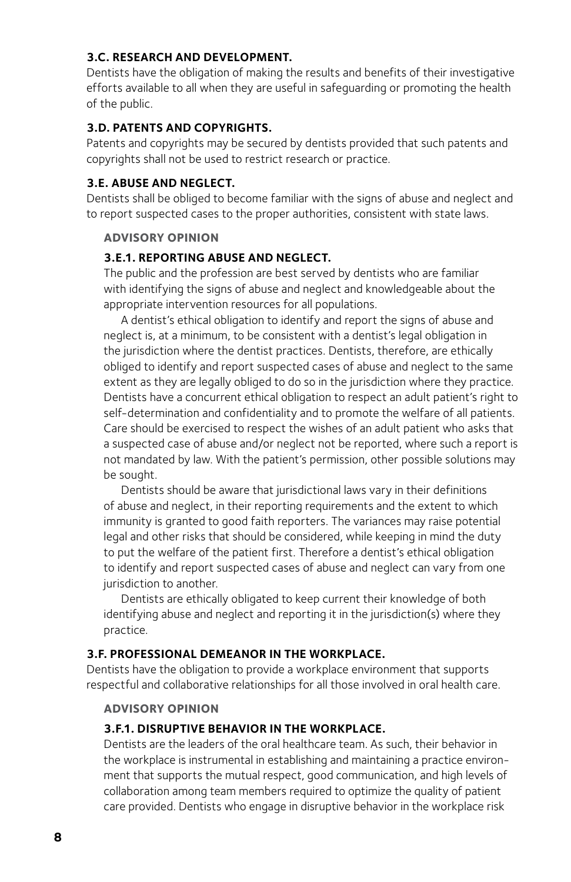### 3.C. RESEARCH AND DEVELOPMENT.

Dentists have the obligation of making the results and benefits of their investigative efforts available to all when they are useful in safeguarding or promoting the health of the public.

### 3.D. PATENTS AND COPYRIGHTS.

Patents and copyrights may be secured by dentists provided that such patents and copyrights shall not be used to restrict research or practice.

### 3.E. ABUSE AND NEGLECT.

Dentists shall be obliged to become familiar with the signs of abuse and neglect and to report suspected cases to the proper authorities, consistent with state laws.

**ADVISORY OPINION**

#### 3.E.1. REPORTING ABUSE AND NEGLECT.

The public and the profession are best served by dentists who are familiar with identifying the signs of abuse and neglect and knowledgeable about the appropriate intervention resources for all populations.

A dentist's ethical obligation to identify and report the signs of abuse and neglect is, at a minimum, to be consistent with a dentist's legal obligation in the jurisdiction where the dentist practices. Dentists, therefore, are ethically obliged to identify and report suspected cases of abuse and neglect to the same extent as they are legally obliged to do so in the jurisdiction where they practice. Dentists have a concurrent ethical obligation to respect an adult patient's right to self-determination and confidentiality and to promote the welfare of all patients. Care should be exercised to respect the wishes of an adult patient who asks that a suspected case of abuse and/or neglect not be reported, where such a report is not mandated by law. With the patient's permission, other possible solutions may be sought.

Dentists should be aware that jurisdictional laws vary in their definitions of abuse and neglect, in their reporting requirements and the extent to which immunity is granted to good faith reporters. The variances may raise potential legal and other risks that should be considered, while keeping in mind the duty to put the welfare of the patient first. Therefore a dentist's ethical obligation to identify and report suspected cases of abuse and neglect can vary from one jurisdiction to another.

Dentists are ethically obligated to keep current their knowledge of both identifying abuse and neglect and reporting it in the jurisdiction(s) where they practice.

### 3.F. PROFESSIONAL DEMEANOR IN THE WORKPLACE.

Dentists have the obligation to provide a workplace environment that supports respectful and collaborative relationships for all those involved in oral health care.

**ADVISORY OPINION**

#### 3.F.1. DISRUPTIVE BEHAVIOR IN THE WORKPLACE.

Dentists are the leaders of the oral healthcare team. As such, their behavior in the workplace is instrumental in establishing and maintaining a practice environment that supports the mutual respect, good communication, and high levels of collaboration among team members required to optimize the quality of patient care provided. Dentists who engage in disruptive behavior in the workplace risk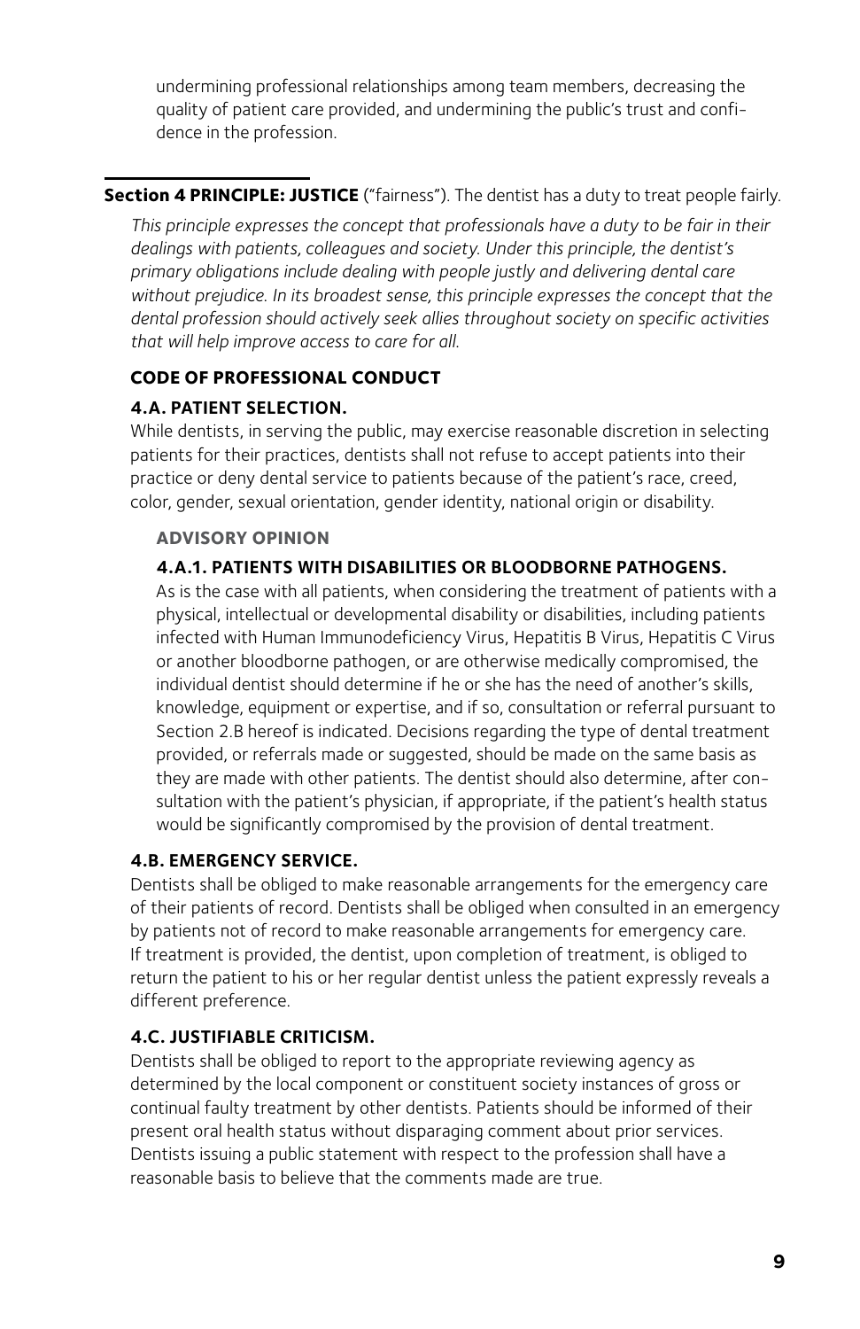undermining professional relationships among team members, decreasing the quality of patient care provided, and undermining the public's trust and confidence in the profession.

## Section 4 PRINCIPLE: JUSTICE ("fairness"). The dentist has a duty to treat people fairly.

*This principle expresses the concept that professionals have a duty to be fair in their dealings with patients, colleagues and society. Under this principle, the dentist's primary obligations include dealing with people justly and delivering dental care without prejudice. In its broadest sense, this principle expresses the concept that the dental profession should actively seek allies throughout society on specific activities that will help improve access to care for all.*

### CODE OF PROFESSIONAL CONDUCT

#### 4.A. PATIENT SELECTION.

While dentists, in serving the public, may exercise reasonable discretion in selecting patients for their practices, dentists shall not refuse to accept patients into their practice or deny dental service to patients because of the patient's race, creed, color, gender, sexual orientation, gender identity, national origin or disability.

**ADVISORY OPINION**

#### 4.A.1. PATIENTS WITH DISABILITIES OR BLOODBORNE PATHOGENS.

As is the case with all patients, when considering the treatment of patients with a physical, intellectual or developmental disability or disabilities, including patients infected with Human Immunodeficiency Virus, Hepatitis B Virus, Hepatitis C Virus or another bloodborne pathogen, or are otherwise medically compromised, the individual dentist should determine if he or she has the need of another's skills, knowledge, equipment or expertise, and if so, consultation or referral pursuant to Section 2.B hereof is indicated. Decisions regarding the type of dental treatment provided, or referrals made or suggested, should be made on the same basis as they are made with other patients. The dentist should also determine, after consultation with the patient's physician, if appropriate, if the patient's health status would be significantly compromised by the provision of dental treatment.

#### 4.B. EMERGENCY SERVICE.

Dentists shall be obliged to make reasonable arrangements for the emergency care of their patients of record. Dentists shall be obliged when consulted in an emergency by patients not of record to make reasonable arrangements for emergency care. If treatment is provided, the dentist, upon completion of treatment, is obliged to return the patient to his or her regular dentist unless the patient expressly reveals a different preference.

#### 4.C. JUSTIFIABLE CRITICISM.

Dentists shall be obliged to report to the appropriate reviewing agency as determined by the local component or constituent society instances of gross or continual faulty treatment by other dentists. Patients should be informed of their present oral health status without disparaging comment about prior services. Dentists issuing a public statement with respect to the profession shall have a reasonable basis to believe that the comments made are true.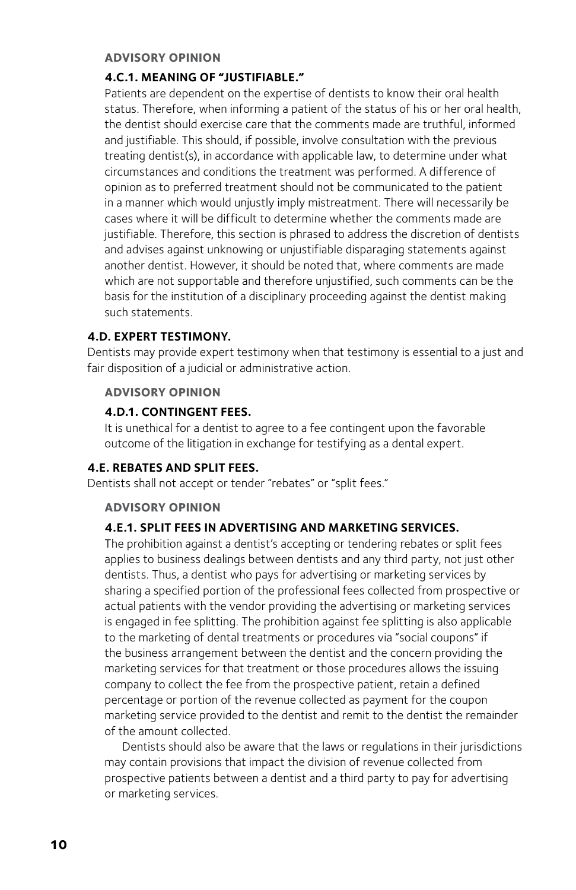#### ADVISORY OPINION

#### 4.C.1. MEANING OF "JUSTIFIABLE."

Patients are dependent on the expertise of dentists to know their oral health status. Therefore, when informing a patient of the status of his or her oral health, the dentist should exercise care that the comments made are truthful, informed and justifiable. This should, if possible, involve consultation with the previous treating dentist(s), in accordance with applicable law, to determine under what circumstances and conditions the treatment was performed. A difference of opinion as to preferred treatment should not be communicated to the patient in a manner which would unjustly imply mistreatment. There will necessarily be cases where it will be difficult to determine whether the comments made are justifiable. Therefore, this section is phrased to address the discretion of dentists and advises against unknowing or unjustifiable disparaging statements against another dentist. However, it should be noted that, where comments are made which are not supportable and therefore unjustified, such comments can be the basis for the institution of a disciplinary proceeding against the dentist making such statements.

### 4.D. EXPERT TESTIMONY.

Dentists may provide expert testimony when that testimony is essential to a just and fair disposition of a judicial or administrative action.

#### ADVISORY OPINION

#### 4.D.1. CONTINGENT FEES.

It is unethical for a dentist to agree to a fee contingent upon the favorable outcome of the litigation in exchange for testifying as a dental expert.

### 4.E. REBATES AND SPLIT FEES.

Dentists shall not accept or tender "rebates" or "split fees."

#### ADVISORY OPINION

#### 4.E.1. SPLIT FEES IN ADVERTISING AND MARKETING SERVICES.

The prohibition against a dentist's accepting or tendering rebates or split fees applies to business dealings between dentists and any third party, not just other dentists. Thus, a dentist who pays for advertising or marketing services by sharing a specified portion of the professional fees collected from prospective or actual patients with the vendor providing the advertising or marketing services is engaged in fee splitting. The prohibition against fee splitting is also applicable to the marketing of dental treatments or procedures via "social coupons" if the business arrangement between the dentist and the concern providing the marketing services for that treatment or those procedures allows the issuing company to collect the fee from the prospective patient, retain a defined percentage or portion of the revenue collected as payment for the coupon marketing service provided to the dentist and remit to the dentist the remainder of the amount collected.

Dentists should also be aware that the laws or regulations in their jurisdictions may contain provisions that impact the division of revenue collected from prospective patients between a dentist and a third party to pay for advertising or marketing services.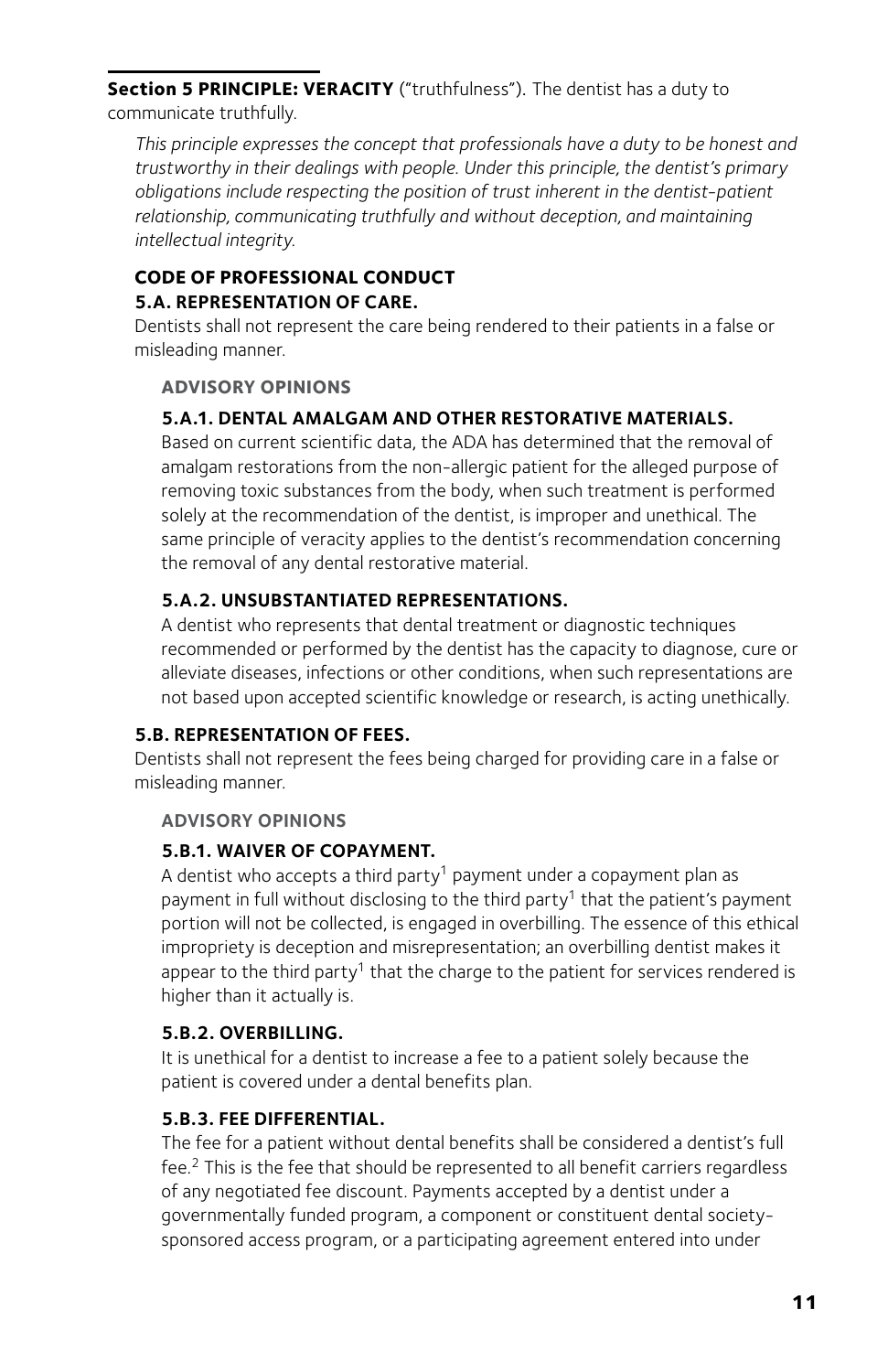**Section 5 PRINCIPLE: VERACITY** ("truthfulness"). The dentist has a duty to communicate truthfully.

*This principle expresses the concept that professionals have a duty to be honest and trustworthy in their dealings with people. Under this principle, the dentist's primary obligations include respecting the position of trust inherent in the dentist-patient relationship, communicating truthfully and without deception, and maintaining intellectual integrity.*

**CODE OF PROFESSIONAL CONDUCT**

**5.A. REPRESENTATION OF CARE.**

Dentists shall not represent the care being rendered to their patients in a false or misleading manner.

**ADVISORY OPINIONS**

**5.A.1. DENTAL AMALGAM AND OTHER RESTORATIVE MATERIALS.**

Based on current scientific data, the ADA has determined that the removal of amalgam restorations from the non-allergic patient for the alleged purpose of removing toxic substances from the body, when such treatment is performed solely at the recommendation of the dentist, is improper and unethical. The same principle of veracity applies to the dentist's recommendation concerning the removal of any dental restorative material.

**5.A.2. UNSUBSTANTIATED REPRESENTATIONS.**

A dentist who represents that dental treatment or diagnostic techniques recommended or performed by the dentist has the capacity to diagnose, cure or alleviate diseases, infections or other conditions, when such representations are not based upon accepted scientific knowledge or research, is acting unethically.

**5.B. REPRESENTATION OF FEES.**

Dentists shall not represent the fees being charged for providing care in a false or misleading manner.

**ADVISORY OPINIONS**

**5.B.1. WAIVER OF COPAYMENT.**

A dentist who accepts a third party[1] payment under a copayment plan as payment in full without disclosing to the third party[1] that the patient's payment portion will not be collected, is engaged in overbilling. The essence of this ethical impropriety is deception and misrepresentation; an overbilling dentist makes it appear to the third party[1] that the charge to the patient for services rendered is higher than it actually is.

**5.B.2. OVERBILLING.**

It is unethical for a dentist to increase a fee to a patient solely because the patient is covered under a dental benefits plan.

**5.B.3. FEE DIFFERENTIAL.**

The fee for a patient without dental benefits shall be considered a dentist's full fee.[2] This is the fee that should be represented to all benefit carriers regardless of any negotiated fee discount. Payments accepted by a dentist under a governmentally funded program, a component or constituent dental society-sponsored access program, or a participating agreement entered into under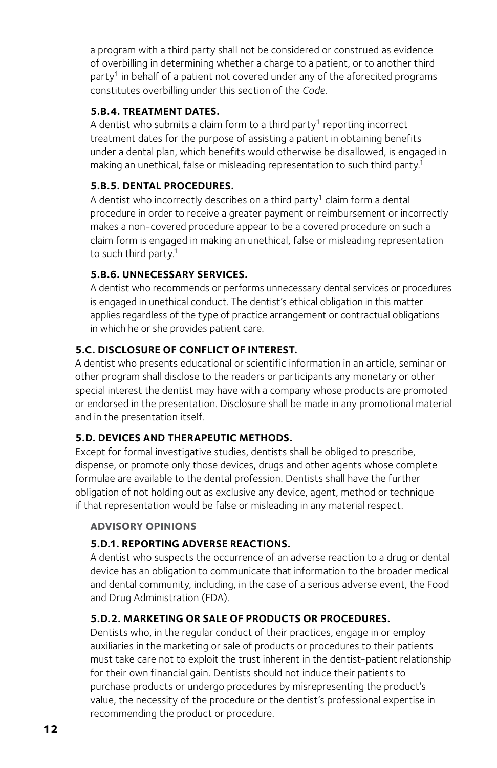a program with a third party shall not be considered or construed as evidence of overbilling in determining whether a charge to a patient, or to another third party[1] in behalf of a patient not covered under any of the aforecited programs constitutes overbilling under this section of the *Code*.

#### 5.B.4. TREATMENT DATES.

A dentist who submits a claim form to a third party[1] reporting incorrect treatment dates for the purpose of assisting a patient in obtaining benefits under a dental plan, which benefits would otherwise be disallowed, is engaged in making an unethical, false or misleading representation to such third party.[1]

#### 5.B.5. DENTAL PROCEDURES.

A dentist who incorrectly describes on a third party[1] claim form a dental procedure in order to receive a greater payment or reimbursement or incorrectly makes a non-covered procedure appear to be a covered procedure on such a claim form is engaged in making an unethical, false or misleading representation to such third party.[1]

#### 5.B.6. UNNECESSARY SERVICES.

A dentist who recommends or performs unnecessary dental services or procedures is engaged in unethical conduct. The dentist's ethical obligation in this matter applies regardless of the type of practice arrangement or contractual obligations in which he or she provides patient care.

### 5.C. DISCLOSURE OF CONFLICT OF INTEREST.

A dentist who presents educational or scientific information in an article, seminar or other program shall disclose to the readers or participants any monetary or other special interest the dentist may have with a company whose products are promoted or endorsed in the presentation. Disclosure shall be made in any promotional material and in the presentation itself.

### 5.D. DEVICES AND THERAPEUTIC METHODS.

Except for formal investigative studies, dentists shall be obliged to prescribe, dispense, or promote only those devices, drugs and other agents whose complete formulae are available to the dental profession. Dentists shall have the further obligation of not holding out as exclusive any device, agent, method or technique if that representation would be false or misleading in any material respect.

#### ADVISORY OPINIONS

#### 5.D.1. REPORTING ADVERSE REACTIONS.

A dentist who suspects the occurrence of an adverse reaction to a drug or dental device has an obligation to communicate that information to the broader medical and dental community, including, in the case of a serious adverse event, the Food and Drug Administration (FDA).

#### 5.D.2. MARKETING OR SALE OF PRODUCTS OR PROCEDURES.

Dentists who, in the regular conduct of their practices, engage in or employ auxiliaries in the marketing or sale of products or procedures to their patients must take care not to exploit the trust inherent in the dentist-patient relationship for their own financial gain. Dentists should not induce their patients to purchase products or undergo procedures by misrepresenting the product's value, the necessity of the procedure or the dentist's professional expertise in recommending the product or procedure.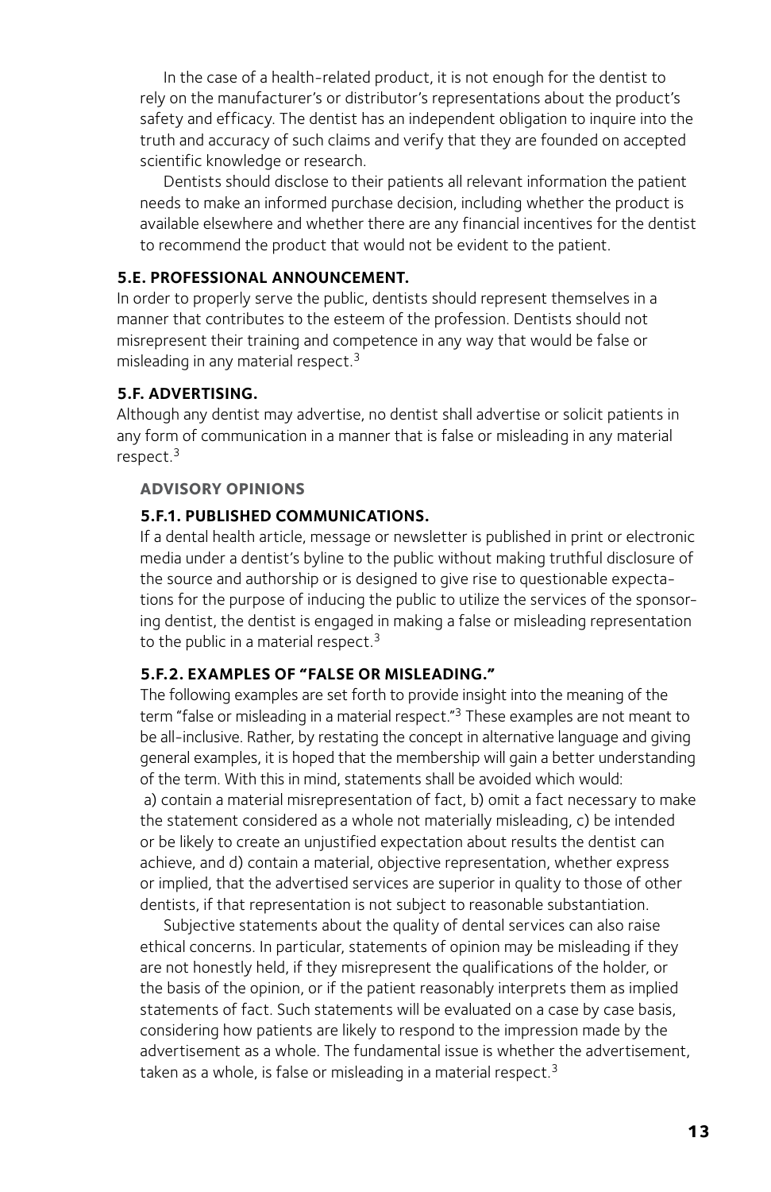In the case of a health-related product, it is not enough for the dentist to rely on the manufacturer's or distributor's representations about the product's safety and efficacy. The dentist has an independent obligation to inquire into the truth and accuracy of such claims and verify that they are founded on accepted scientific knowledge or research.

Dentists should disclose to their patients all relevant information the patient needs to make an informed purchase decision, including whether the product is available elsewhere and whether there are any financial incentives for the dentist to recommend the product that would not be evident to the patient.

### 5.E. PROFESSIONAL ANNOUNCEMENT.

In order to properly serve the public, dentists should represent themselves in a manner that contributes to the esteem of the profession. Dentists should not misrepresent their training and competence in any way that would be false or misleading in any material respect.[3]

### 5.F. ADVERTISING.

Although any dentist may advertise, no dentist shall advertise or solicit patients in any form of communication in a manner that is false or misleading in any material respect.[3]

#### ADVISORY OPINIONS

#### 5.F.1. PUBLISHED COMMUNICATIONS.

If a dental health article, message or newsletter is published in print or electronic media under a dentist's byline to the public without making truthful disclosure of the source and authorship or is designed to give rise to questionable expectations for the purpose of inducing the public to utilize the services of the sponsoring dentist, the dentist is engaged in making a false or misleading representation to the public in a material respect.[3]

#### 5.F.2. EXAMPLES OF "FALSE OR MISLEADING."

The following examples are set forth to provide insight into the meaning of the term "false or misleading in a material respect."[3] These examples are not meant to be all-inclusive. Rather, by restating the concept in alternative language and giving general examples, it is hoped that the membership will gain a better understanding of the term. With this in mind, statements shall be avoided which would: a) contain a material misrepresentation of fact, b) omit a fact necessary to make the statement considered as a whole not materially misleading, c) be intended or be likely to create an unjustified expectation about results the dentist can achieve, and d) contain a material, objective representation, whether express or implied, that the advertised services are superior in quality to those of other dentists, if that representation is not subject to reasonable substantiation.

Subjective statements about the quality of dental services can also raise ethical concerns. In particular, statements of opinion may be misleading if they are not honestly held, if they misrepresent the qualifications of the holder, or the basis of the opinion, or if the patient reasonably interprets them as implied statements of fact. Such statements will be evaluated on a case by case basis, considering how patients are likely to respond to the impression made by the advertisement as a whole. The fundamental issue is whether the advertisement, taken as a whole, is false or misleading in a material respect.[3]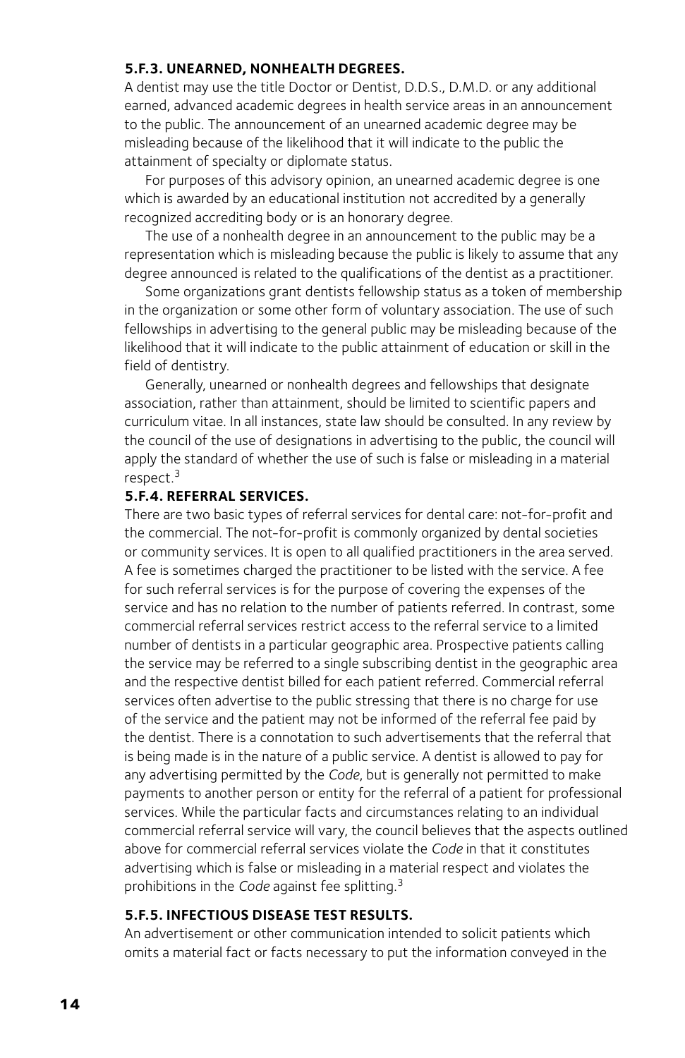### 5.F.3. UNEARNED, NONHEALTH DEGREES.

A dentist may use the title Doctor or Dentist, D.D.S., D.M.D. or any additional earned, advanced academic degrees in health service areas in an announcement to the public. The announcement of an unearned academic degree may be misleading because of the likelihood that it will indicate to the public the attainment of specialty or diplomate status.

For purposes of this advisory opinion, an unearned academic degree is one which is awarded by an educational institution not accredited by a generally recognized accrediting body or is an honorary degree.

The use of a nonhealth degree in an announcement to the public may be a representation which is misleading because the public is likely to assume that any degree announced is related to the qualifications of the dentist as a practitioner.

Some organizations grant dentists fellowship status as a token of membership in the organization or some other form of voluntary association. The use of such fellowships in advertising to the general public may be misleading because of the likelihood that it will indicate to the public attainment of education or skill in the field of dentistry.

Generally, unearned or nonhealth degrees and fellowships that designate association, rather than attainment, should be limited to scientific papers and curriculum vitae. In all instances, state law should be consulted. In any review by the council of the use of designations in advertising to the public, the council will apply the standard of whether the use of such is false or misleading in a material respect.[3]

### 5.F.4. REFERRAL SERVICES.

There are two basic types of referral services for dental care: not-for-profit and the commercial. The not-for-profit is commonly organized by dental societies or community services. It is open to all qualified practitioners in the area served. A fee is sometimes charged the practitioner to be listed with the service. A fee for such referral services is for the purpose of covering the expenses of the service and has no relation to the number of patients referred. In contrast, some commercial referral services restrict access to the referral service to a limited number of dentists in a particular geographic area. Prospective patients calling the service may be referred to a single subscribing dentist in the geographic area and the respective dentist billed for each patient referred. Commercial referral services often advertise to the public stressing that there is no charge for use of the service and the patient may not be informed of the referral fee paid by the dentist. There is a connotation to such advertisements that the referral that is being made is in the nature of a public service. A dentist is allowed to pay for any advertising permitted by the *Code*, but is generally not permitted to make payments to another person or entity for the referral of a patient for professional services. While the particular facts and circumstances relating to an individual commercial referral service will vary, the council believes that the aspects outlined above for commercial referral services violate the *Code* in that it constitutes advertising which is false or misleading in a material respect and violates the prohibitions in the *Code* against fee splitting.[3]

### 5.F.5. INFECTIOUS DISEASE TEST RESULTS.

An advertisement or other communication intended to solicit patients which omits a material fact or facts necessary to put the information conveyed in the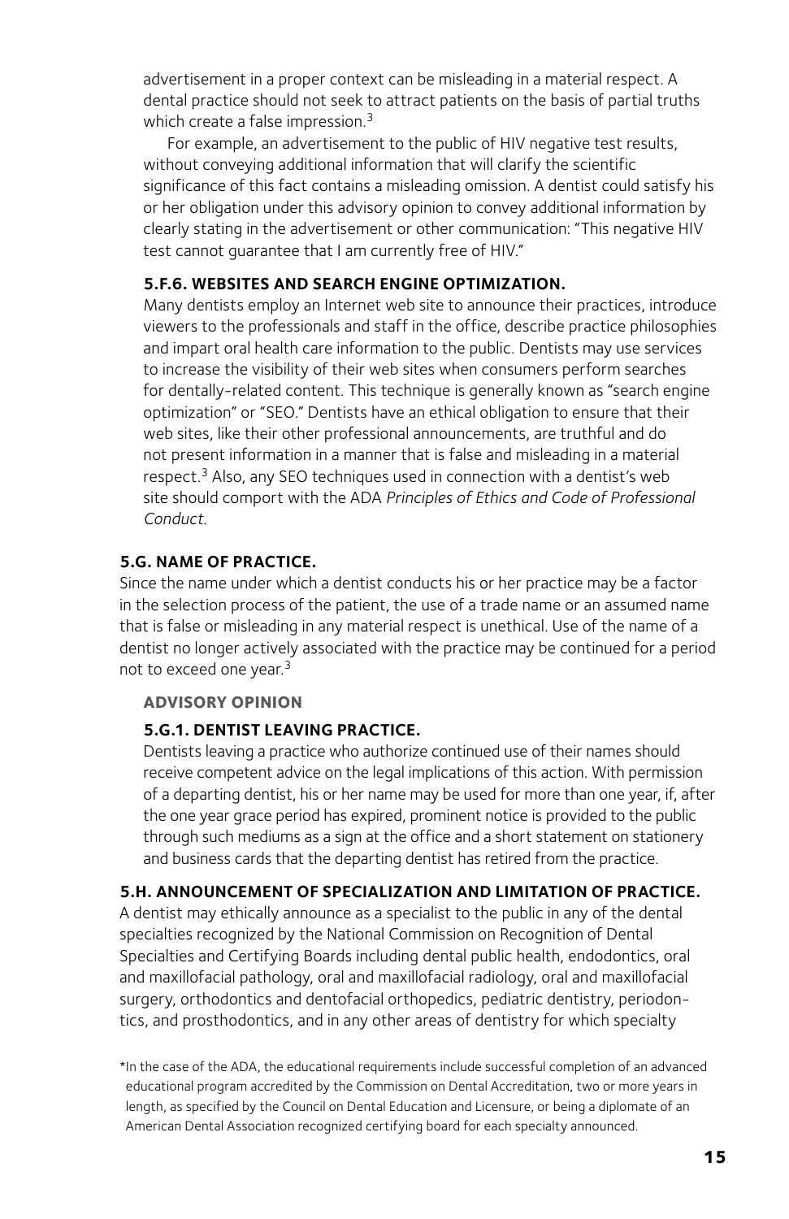advertisement in a proper context can be misleading in a material respect. A dental practice should not seek to attract patients on the basis of partial truths which create a false impression.[3]

For example, an advertisement to the public of HIV negative test results, without conveying additional information that will clarify the scientific significance of this fact contains a misleading omission. A dentist could satisfy his or her obligation under this advisory opinion to convey additional information by clearly stating in the advertisement or other communication: "This negative HIV test cannot guarantee that I am currently free of HIV."

#### 5.F.6. WEBSITES AND SEARCH ENGINE OPTIMIZATION.

Many dentists employ an Internet web site to announce their practices, introduce viewers to the professionals and staff in the office, describe practice philosophies and impart oral health care information to the public. Dentists may use services to increase the visibility of their web sites when consumers perform searches for dentally-related content. This technique is generally known as "search engine optimization" or "SEO." Dentists have an ethical obligation to ensure that their web sites, like their other professional announcements, are truthful and do not present information in a manner that is false and misleading in a material respect.[3] Also, any SEO techniques used in connection with a dentist's web site should comport with the ADA *Principles of Ethics and Code of Professional Conduct.*

### 5.G. NAME OF PRACTICE.

Since the name under which a dentist conducts his or her practice may be a factor in the selection process of the patient, the use of a trade name or an assumed name that is false or misleading in any material respect is unethical. Use of the name of a dentist no longer actively associated with the practice may be continued for a period not to exceed one year.[3]

#### ADVISORY OPINION

#### 5.G.1. DENTIST LEAVING PRACTICE.

Dentists leaving a practice who authorize continued use of their names should receive competent advice on the legal implications of this action. With permission of a departing dentist, his or her name may be used for more than one year, if, after the one year grace period has expired, prominent notice is provided to the public through such mediums as a sign at the office and a short statement on stationery and business cards that the departing dentist has retired from the practice.

### 5.H. ANNOUNCEMENT OF SPECIALIZATION AND LIMITATION OF PRACTICE.

A dentist may ethically announce as a specialist to the public in any of the dental specialties recognized by the National Commission on Recognition of Dental Specialties and Certifying Boards including dental public health, endodontics, oral and maxillofacial pathology, oral and maxillofacial radiology, oral and maxillofacial surgery, orthodontics and dentofacial orthopedics, pediatric dentistry, periodontics, and prosthodontics, and in any other areas of dentistry for which specialty

*In the case of the ADA, the educational requirements include successful completion of an advanced educational program accredited by the Commission on Dental Accreditation, two or more years in length, as specified by the Council on Dental Education and Licensure, or being a diplomate of an American Dental Association recognized certifying board for each specialty announced.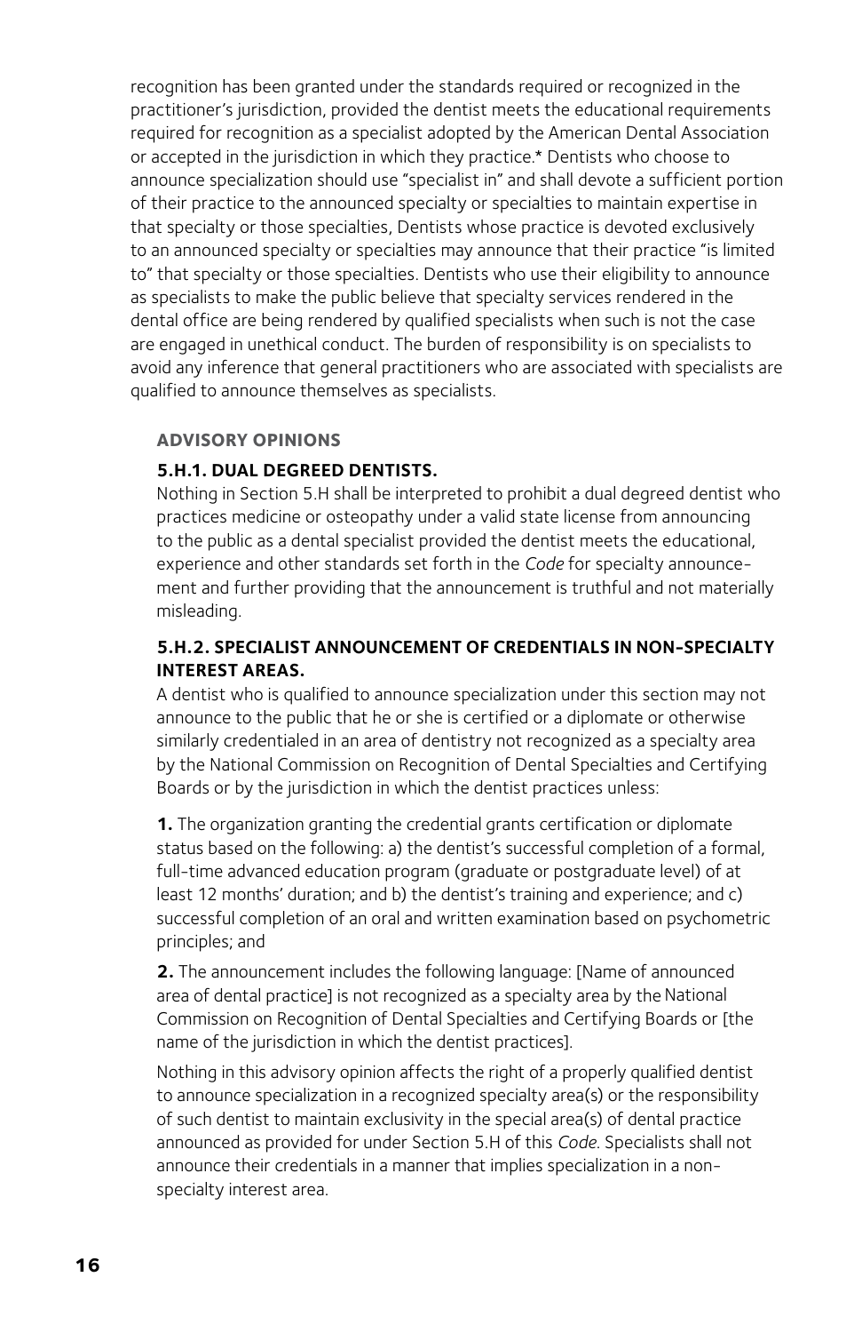recognition has been granted under the standards required or recognized in the practitioner's jurisdiction, provided the dentist meets the educational requirements required for recognition as a specialist adopted by the American Dental Association or accepted in the jurisdiction in which they practice.* Dentists who choose to announce specialization should use "specialist in" and shall devote a sufficient portion of their practice to the announced specialty or specialties to maintain expertise in that specialty or those specialties, Dentists whose practice is devoted exclusively to an announced specialty or specialties may announce that their practice "is limited to" that specialty or those specialties. Dentists who use their eligibility to announce as specialists to make the public believe that specialty services rendered in the dental office are being rendered by qualified specialists when such is not the case are engaged in unethical conduct. The burden of responsibility is on specialists to avoid any inference that general practitioners who are associated with specialists are qualified to announce themselves as specialists.

### ADVISORY OPINIONS

#### 5.H.1. DUAL DEGREED DENTISTS.

Nothing in Section 5.H shall be interpreted to prohibit a dual degreed dentist who practices medicine or osteopathy under a valid state license from announcing to the public as a dental specialist provided the dentist meets the educational, experience and other standards set forth in the *Code* for specialty announcement and further providing that the announcement is truthful and not materially misleading.

#### 5.H.2. SPECIALIST ANNOUNCEMENT OF CREDENTIALS IN NON-SPECIALTY INTEREST AREAS.

A dentist who is qualified to announce specialization under this section may not announce to the public that he or she is certified or a diplomate or otherwise similarly credentialed in an area of dentistry not recognized as a specialty area by the National Commission on Recognition of Dental Specialties and Certifying Boards or by the jurisdiction in which the dentist practices unless:

**1.** The organization granting the credential grants certification or diplomate status based on the following: a) the dentist's successful completion of a formal, full-time advanced education program (graduate or postgraduate level) of at least 12 months' duration; and b) the dentist's training and experience; and c) successful completion of an oral and written examination based on psychometric principles; and

**2.** The announcement includes the following language: [Name of announced area of dental practice] is not recognized as a specialty area by the National Commission on Recognition of Dental Specialties and Certifying Boards or [the name of the jurisdiction in which the dentist practices].

Nothing in this advisory opinion affects the right of a properly qualified dentist to announce specialization in a recognized specialty area(s) or the responsibility of such dentist to maintain exclusivity in the special area(s) of dental practice announced as provided for under Section 5.H of this *Code*. Specialists shall not announce their credentials in a manner that implies specialization in a non-specialty interest area.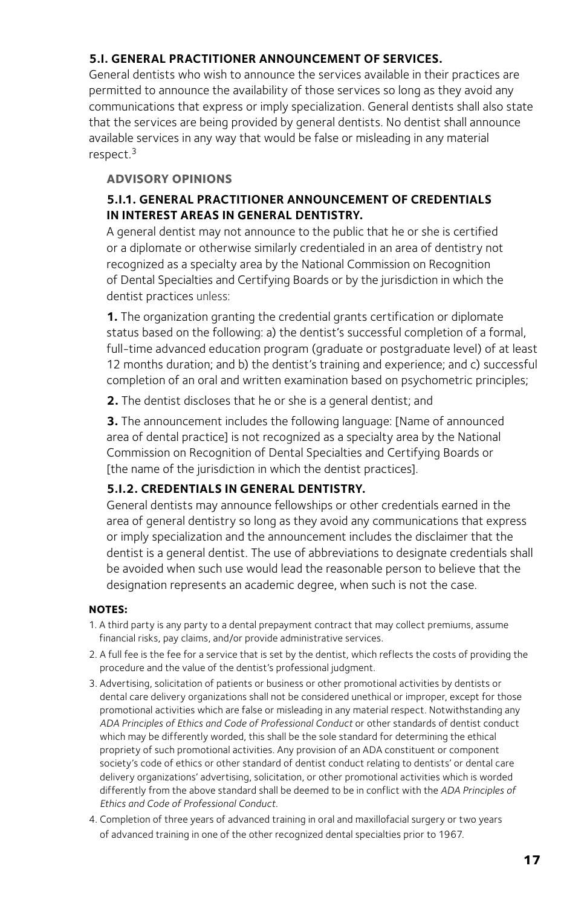### 5.I. GENERAL PRACTITIONER ANNOUNCEMENT OF SERVICES.

General dentists who wish to announce the services available in their practices are permitted to announce the availability of those services so long as they avoid any communications that express or imply specialization. General dentists shall also state that the services are being provided by general dentists. No dentist shall announce available services in any way that would be false or misleading in any material respect.[3]

#### ADVISORY OPINIONS

##### 5.I.1. GENERAL PRACTITIONER ANNOUNCEMENT OF CREDENTIALS IN INTEREST AREAS IN GENERAL DENTISTRY.

A general dentist may not announce to the public that he or she is certified or a diplomate or otherwise similarly credentialed in an area of dentistry not recognized as a specialty area by the National Commission on Recognition of Dental Specialties and Certifying Boards or by the jurisdiction in which the dentist practices unless:

**1.** The organization granting the credential grants certification or diplomate status based on the following: a) the dentist's successful completion of a formal, full-time advanced education program (graduate or postgraduate level) of at least 12 months duration; and b) the dentist's training and experience; and c) successful completion of an oral and written examination based on psychometric principles;

**2.** The dentist discloses that he or she is a general dentist; and

**3.** The announcement includes the following language: [Name of announced area of dental practice] is not recognized as a specialty area by the National Commission on Recognition of Dental Specialties and Certifying Boards or [the name of the jurisdiction in which the dentist practices].

##### 5.I.2. CREDENTIALS IN GENERAL DENTISTRY.

General dentists may announce fellowships or other credentials earned in the area of general dentistry so long as they avoid any communications that express or imply specialization and the announcement includes the disclaimer that the dentist is a general dentist. The use of abbreviations to designate credentials shall be avoided when such use would lead the reasonable person to believe that the designation represents an academic degree, when such is not the case.

**NOTES:**

1. A third party is any party to a dental prepayment contract that may collect premiums, assume financial risks, pay claims, and/or provide administrative services.
2. A full fee is the fee for a service that is set by the dentist, which reflects the costs of providing the procedure and the value of the dentist's professional judgment.
3. Advertising, solicitation of patients or business or other promotional activities by dentists or dental care delivery organizations shall not be considered unethical or improper, except for those promotional activities which are false or misleading in any material respect. Notwithstanding any *ADA Principles of Ethics and Code of Professional Conduct* or other standards of dentist conduct which may be differently worded, this shall be the sole standard for determining the ethical propriety of such promotional activities. Any provision of an ADA constituent or component society's code of ethics or other standard of dentist conduct relating to dentists' or dental care delivery organizations' advertising, solicitation, or other promotional activities which is worded differently from the above standard shall be deemed to be in conflict with the *ADA Principles of Ethics and Code of Professional Conduct*.
4. Completion of three years of advanced training in oral and maxillofacial surgery or two years of advanced training in one of the other recognized dental specialties prior to 1967.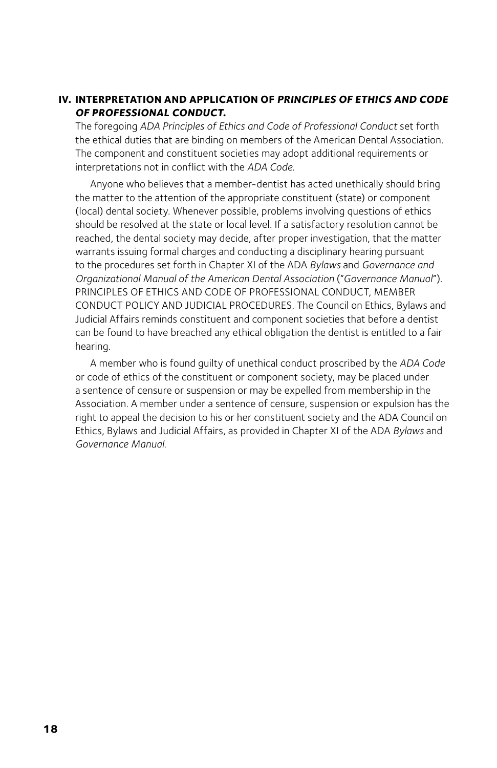## IV. INTERPRETATION AND APPLICATION OF *PRINCIPLES OF ETHICS AND CODE OF PROFESSIONAL CONDUCT.*

The foregoing *ADA Principles of Ethics and Code of Professional Conduct* set forth the ethical duties that are binding on members of the American Dental Association. The component and constituent societies may adopt additional requirements or interpretations not in conflict with the *ADA Code.*

Anyone who believes that a member-dentist has acted unethically should bring the matter to the attention of the appropriate constituent (state) or component (local) dental society. Whenever possible, problems involving questions of ethics should be resolved at the state or local level. If a satisfactory resolution cannot be reached, the dental society may decide, after proper investigation, that the matter warrants issuing formal charges and conducting a disciplinary hearing pursuant to the procedures set forth in Chapter XI of the ADA *Bylaws* and *Governance and Organizational Manual of the American Dental Association* ("*Governance Manual*"). PRINCIPLES OF ETHICS AND CODE OF PROFESSIONAL CONDUCT, MEMBER CONDUCT POLICY AND JUDICIAL PROCEDURES. The Council on Ethics, Bylaws and Judicial Affairs reminds constituent and component societies that before a dentist can be found to have breached any ethical obligation the dentist is entitled to a fair hearing.

A member who is found guilty of unethical conduct proscribed by the *ADA Code* or code of ethics of the constituent or component society, may be placed under a sentence of censure or suspension or may be expelled from membership in the Association. A member under a sentence of censure, suspension or expulsion has the right to appeal the decision to his or her constituent society and the ADA Council on Ethics, Bylaws and Judicial Affairs, as provided in Chapter XI of the ADA *Bylaws* and *Governance Manual.*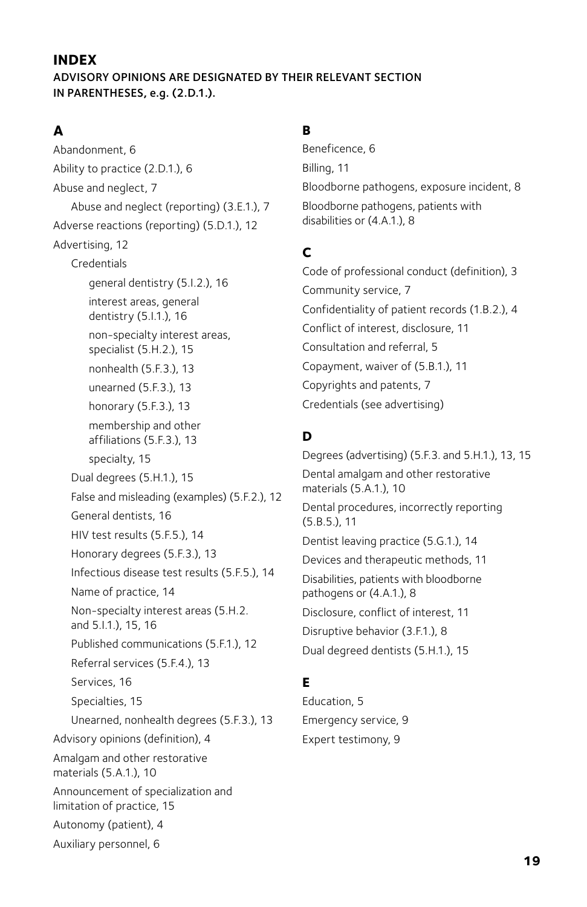# INDEX

**ADVISORY OPINIONS ARE DESIGNATED BY THEIR RELEVANT SECTION IN PARENTHESES, e.g. (2.D.1.).**

## A

- Abandonment, 6
- Ability to practice (2.D.1.), 6
- Abuse and neglect, 7
    - Abuse and neglect (reporting) (3.E.1.), 7
- Adverse reactions (reporting) (5.D.1.), 12
- Advertising, 12
    - Credentials
        - general dentistry (5.I.2.), 16
        - interest areas, general dentistry (5.I.1.), 16
        - non-specialty interest areas, specialist (5.H.2.), 15
        - nonhealth (5.F.3.), 13
        - unearned (5.F.3.), 13
        - honorary (5.F.3.), 13
        - membership and other affiliations (5.F.3.), 13
        - specialty, 15
    - Dual degrees (5.H.1.), 15
    - False and misleading (examples) (5.F.2.), 12
    - General dentists, 16
    - HIV test results (5.F.5.), 14
    - Honorary degrees (5.F.3.), 13
    - Infectious disease test results (5.F.5.), 14
    - Name of practice, 14
    - Non-specialty interest areas (5.H.2. and 5.I.1.), 15, 16
    - Published communications (5.F.1.), 12
    - Referral services (5.F.4.), 13
    - Services, 16
    - Specialties, 15
    - Unearned, nonhealth degrees (5.F.3.), 13
- Advisory opinions (definition), 4
- Amalgam and other restorative materials (5.A.1.), 10
- Announcement of specialization and limitation of practice, 15
- Autonomy (patient), 4
- Auxiliary personnel, 6

## B

- Beneficence, 6
- Billing, 11
- Bloodborne pathogens, exposure incident, 8
- Bloodborne pathogens, patients with disabilities or (4.A.1.), 8

## C

- Code of professional conduct (definition), 3
- Community service, 7
- Confidentiality of patient records (1.B.2.), 4
- Conflict of interest, disclosure, 11
- Consultation and referral, 5
- Copayment, waiver of (5.B.1.), 11
- Copyrights and patents, 7
- Credentials (see advertising)

## D

- Degrees (advertising) (5.F.3. and 5.H.1.), 13, 15
- Dental amalgam and other restorative materials (5.A.1.), 10
- Dental procedures, incorrectly reporting (5.B.5.), 11
- Dentist leaving practice (5.G.1.), 14
- Devices and therapeutic methods, 11
- Disabilities, patients with bloodborne pathogens or (4.A.1.), 8
- Disclosure, conflict of interest, 11
- Disruptive behavior (3.F.1.), 8
- Dual degreed dentists (5.H.1.), 15

## E

- Education, 5
- Emergency service, 9
- Expert testimony, 9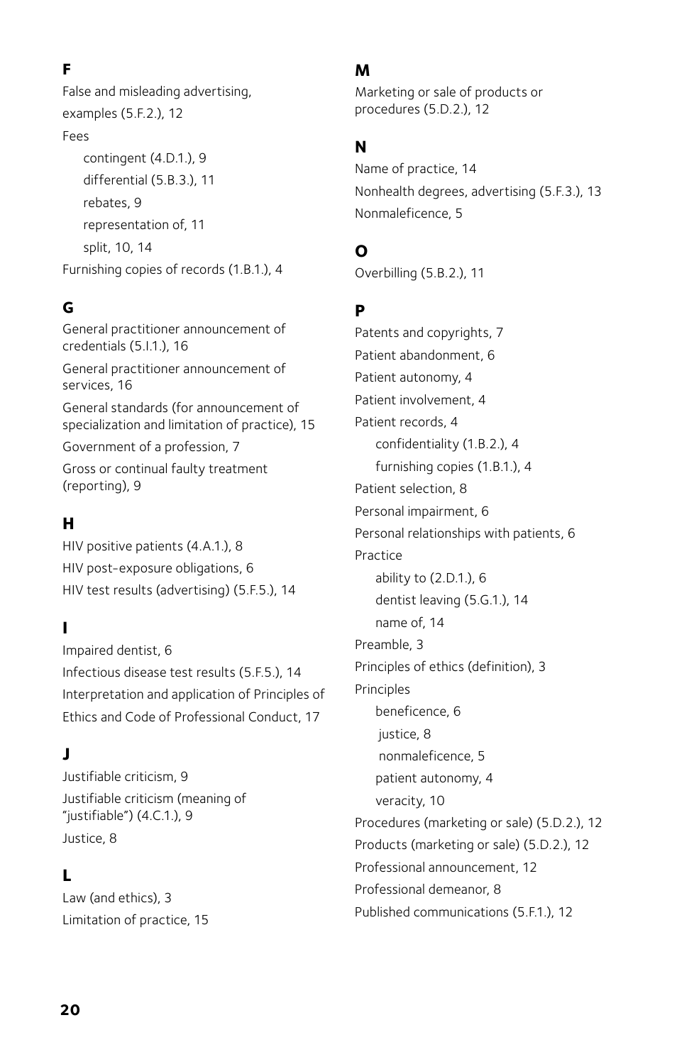## F

False and misleading advertising, examples (5.F.2.), 12

Fees

- contingent (4.D.1.), 9
- differential (5.B.3.), 11
- rebates, 9
- representation of, 11
- split, 10, 14

Furnishing copies of records (1.B.1.), 4

## G

General practitioner announcement of credentials (5.I.1.), 16

General practitioner announcement of services, 16

General standards (for announcement of specialization and limitation of practice), 15

Government of a profession, 7

Gross or continual faulty treatment (reporting), 9

## H

HIV positive patients (4.A.1.), 8

HIV post-exposure obligations, 6

HIV test results (advertising) (5.F.5.), 14

## I

Impaired dentist, 6

Infectious disease test results (5.F.5.), 14

Interpretation and application of Principles of Ethics and Code of Professional Conduct, 17

## J

Justifiable criticism, 9

Justifiable criticism (meaning of "justifiable") (4.C.1.), 9

Justice, 8

## L

Law (and ethics), 3

Limitation of practice, 15

## M

Marketing or sale of products or procedures (5.D.2.), 12

## N

Name of practice, 14

Nonhealth degrees, advertising (5.F.3.), 13

Nonmaleficence, 5

## O

Overbilling (5.B.2.), 11

## P

Patents and copyrights, 7

Patient abandonment, 6

Patient autonomy, 4

Patient involvement, 4

Patient records, 4

- confidentiality (1.B.2.), 4
- furnishing copies (1.B.1.), 4

Patient selection, 8

Personal impairment, 6

Personal relationships with patients, 6

Practice

- ability to (2.D.1.), 6
- dentist leaving (5.G.1.), 14
- name of, 14

Preamble, 3

Principles of ethics (definition), 3

Principles

- beneficence, 6
- justice, 8
- nonmaleficence, 5
- patient autonomy, 4
- veracity, 10

Procedures (marketing or sale) (5.D.2.), 12

Products (marketing or sale) (5.D.2.), 12

Professional announcement, 12

Professional demeanor, 8

Published communications (5.F.1.), 12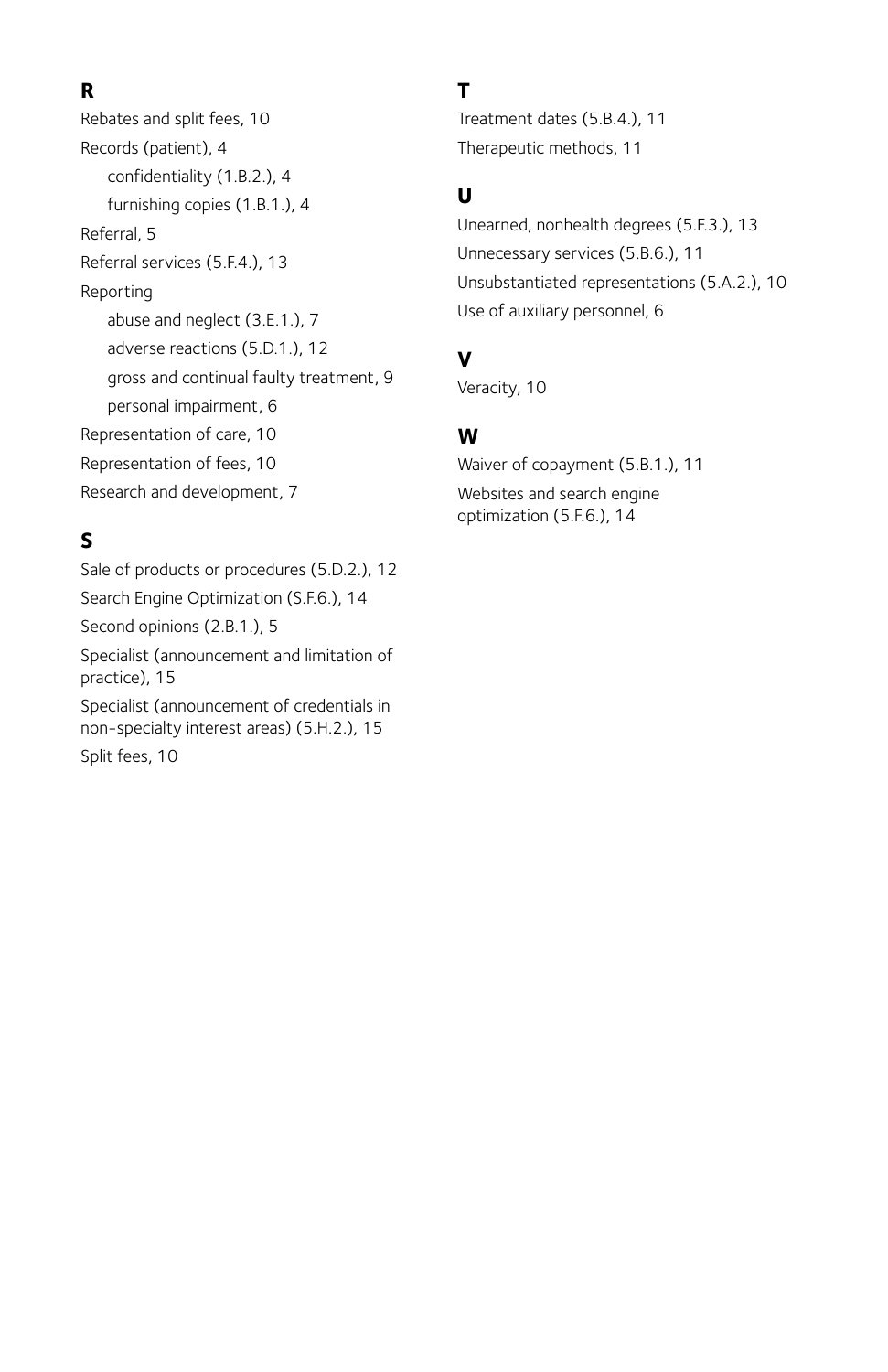## R

Rebates and split fees, 10

Records (patient), 4

- confidentiality (1.B.2.), 4
- furnishing copies (1.B.1.), 4

Referral, 5

Referral services (5.F.4.), 13

Reporting

- abuse and neglect (3.E.1.), 7
- adverse reactions (5.D.1.), 12
- gross and continual faulty treatment, 9
- personal impairment, 6

Representation of care, 10

Representation of fees, 10

Research and development, 7

## S

Sale of products or procedures (5.D.2.), 12

Search Engine Optimization (S.F.6.), 14

Second opinions (2.B.1.), 5

Specialist (announcement and limitation of practice), 15

Specialist (announcement of credentials in non-specialty interest areas) (5.H.2.), 15

Split fees, 10

## T

Treatment dates (5.B.4.), 11

Therapeutic methods, 11

## U

Unearned, nonhealth degrees (5.F.3.), 13

Unnecessary services (5.B.6.), 11

Unsubstantiated representations (5.A.2.), 10

Use of auxiliary personnel, 6

## V

Veracity, 10

## W

Waiver of copayment (5.B.1.), 11

Websites and search engine optimization (5.F.6.), 14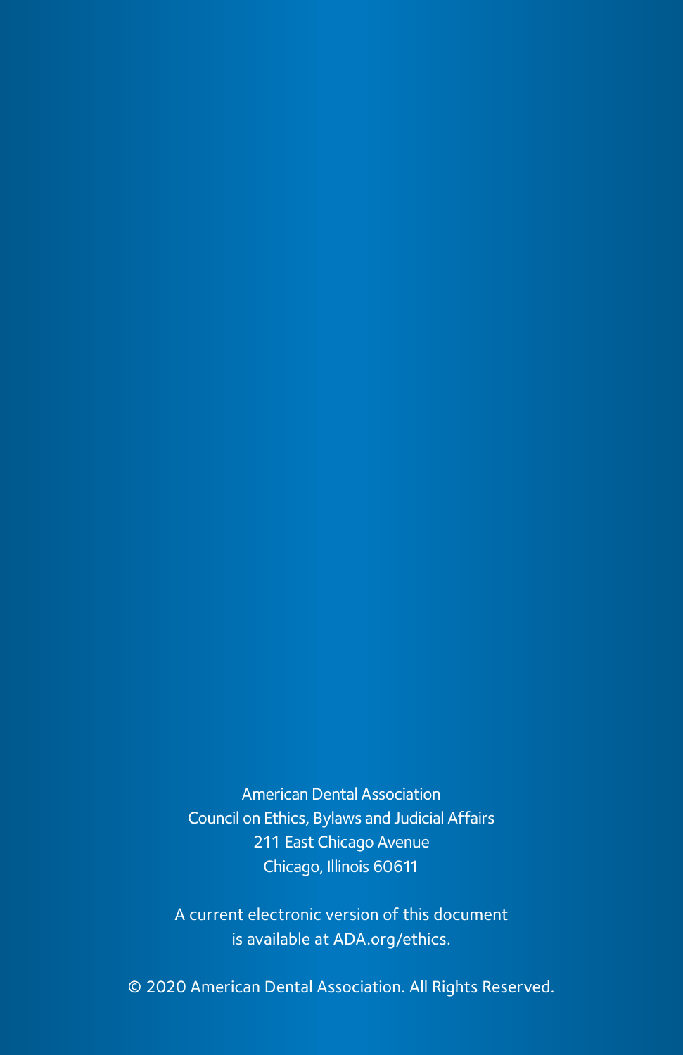American Dental Association
Council on Ethics, Bylaws and Judicial Affairs
211 East Chicago Avenue
Chicago, Illinois 60611

A current electronic version of this document
is available at ADA.org/ethics.

© 2020 American Dental Association. All Rights Reserved.